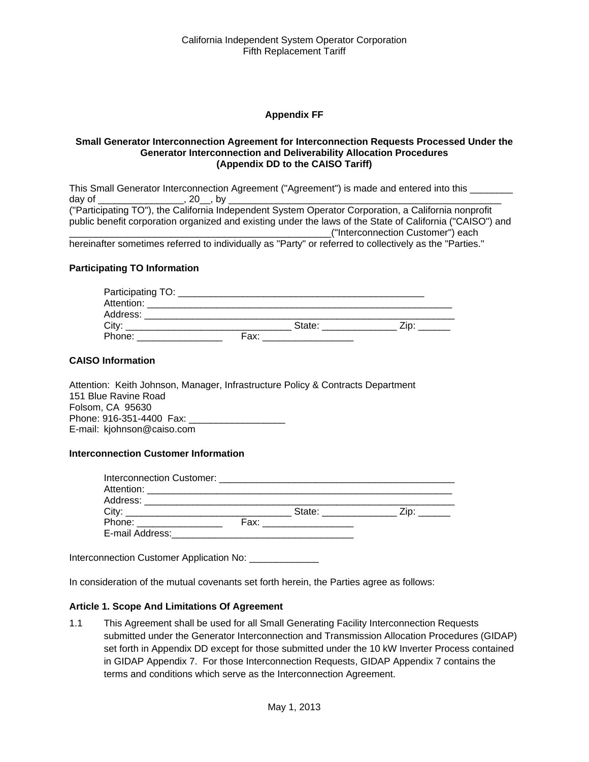## Appendix FF

### Small Generator Interconnection Agreement for Interconnection Requests Processed Under the Generator Interconnection and Deliverability Allocation Procedures (Appendix DD to the CAISO Tariff)

This Small Generator Interconnection Agreement ("Agreement") is made and entered into this ________ day of _______________, 20__, by _______________________________________________ ("Participating TO"), the California Independent System Operator Corporation, a California nonprofit public benefit corporation organized and existing under the laws of the State of California ("CAISO") and _______________________________________________("Interconnection Customer") each hereinafter sometimes referred to individually as "Party" or referred to collectively as the "Parties."

**Participating TO Information**

Participating TO: _____________________________________________
Attention: _________________________________________________________
Address: __________________________________________________________
City: ______________________________ State: _____________ Zip: ______
Phone: ________________ Fax: ________________

**CAISO Information**

Attention: Keith Johnson, Manager, Infrastructure Policy & Contracts Department
151 Blue Ravine Road
Folsom, CA 95630
Phone: 916-351-4400 Fax: _________________
E-mail: kjohnson@caiso.com

**Interconnection Customer Information**

Interconnection Customer: ____________________________________________
Attention: _________________________________________________________
Address: __________________________________________________________
City: ______________________________ State: _____________ Zip: ______
Phone: ________________ Fax: ________________
E-mail Address:__________________________________

Interconnection Customer Application No: ____________

In consideration of the mutual covenants set forth herein, the Parties agree as follows:

**Article 1. Scope And Limitations Of Agreement**

1.1 This Agreement shall be used for all Small Generating Facility Interconnection Requests submitted under the Generator Interconnection and Transmission Allocation Procedures (GIDAP) set forth in Appendix DD except for those submitted under the 10 kW Inverter Process contained in GIDAP Appendix 7. For those Interconnection Requests, GIDAP Appendix 7 contains the terms and conditions which serve as the Interconnection Agreement.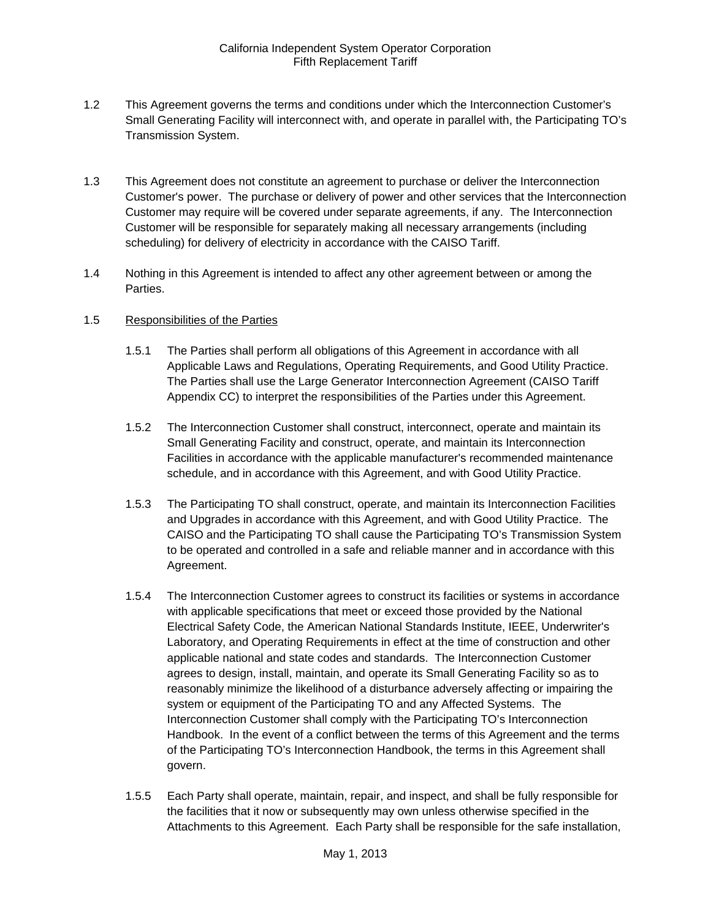1.2 This Agreement governs the terms and conditions under which the Interconnection Customer's Small Generating Facility will interconnect with, and operate in parallel with, the Participating TO's Transmission System.

1.3 This Agreement does not constitute an agreement to purchase or deliver the Interconnection Customer's power. The purchase or delivery of power and other services that the Interconnection Customer may require will be covered under separate agreements, if any. The Interconnection Customer will be responsible for separately making all necessary arrangements (including scheduling) for delivery of electricity in accordance with the CAISO Tariff.

1.4 Nothing in this Agreement is intended to affect any other agreement between or among the Parties.

1.5 <u>Responsibilities of the Parties</u>

1.5.1 The Parties shall perform all obligations of this Agreement in accordance with all Applicable Laws and Regulations, Operating Requirements, and Good Utility Practice. The Parties shall use the Large Generator Interconnection Agreement (CAISO Tariff Appendix CC) to interpret the responsibilities of the Parties under this Agreement.

1.5.2 The Interconnection Customer shall construct, interconnect, operate and maintain its Small Generating Facility and construct, operate, and maintain its Interconnection Facilities in accordance with the applicable manufacturer's recommended maintenance schedule, and in accordance with this Agreement, and with Good Utility Practice.

1.5.3 The Participating TO shall construct, operate, and maintain its Interconnection Facilities and Upgrades in accordance with this Agreement, and with Good Utility Practice. The CAISO and the Participating TO shall cause the Participating TO's Transmission System to be operated and controlled in a safe and reliable manner and in accordance with this Agreement.

1.5.4 The Interconnection Customer agrees to construct its facilities or systems in accordance with applicable specifications that meet or exceed those provided by the National Electrical Safety Code, the American National Standards Institute, IEEE, Underwriter's Laboratory, and Operating Requirements in effect at the time of construction and other applicable national and state codes and standards. The Interconnection Customer agrees to design, install, maintain, and operate its Small Generating Facility so as to reasonably minimize the likelihood of a disturbance adversely affecting or impairing the system or equipment of the Participating TO and any Affected Systems. The Interconnection Customer shall comply with the Participating TO's Interconnection Handbook. In the event of a conflict between the terms of this Agreement and the terms of the Participating TO's Interconnection Handbook, the terms in this Agreement shall govern.

1.5.5 Each Party shall operate, maintain, repair, and inspect, and shall be fully responsible for the facilities that it now or subsequently may own unless otherwise specified in the Attachments to this Agreement. Each Party shall be responsible for the safe installation,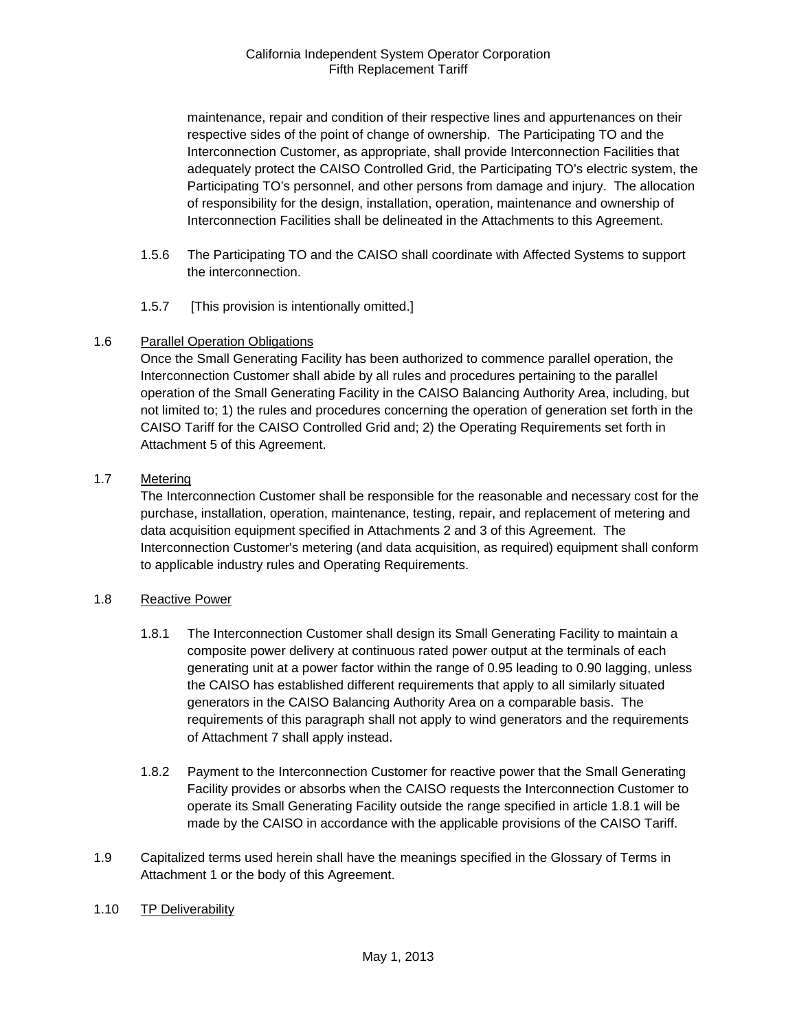maintenance, repair and condition of their respective lines and appurtenances on their respective sides of the point of change of ownership. The Participating TO and the Interconnection Customer, as appropriate, shall provide Interconnection Facilities that adequately protect the CAISO Controlled Grid, the Participating TO's electric system, the Participating TO's personnel, and other persons from damage and injury. The allocation of responsibility for the design, installation, operation, maintenance and ownership of Interconnection Facilities shall be delineated in the Attachments to this Agreement.

1.5.6 The Participating TO and the CAISO shall coordinate with Affected Systems to support the interconnection.

1.5.7 [This provision is intentionally omitted.]

1.6 Parallel Operation Obligations

Once the Small Generating Facility has been authorized to commence parallel operation, the Interconnection Customer shall abide by all rules and procedures pertaining to the parallel operation of the Small Generating Facility in the CAISO Balancing Authority Area, including, but not limited to; 1) the rules and procedures concerning the operation of generation set forth in the CAISO Tariff for the CAISO Controlled Grid and; 2) the Operating Requirements set forth in Attachment 5 of this Agreement.

1.7 Metering

The Interconnection Customer shall be responsible for the reasonable and necessary cost for the purchase, installation, operation, maintenance, testing, repair, and replacement of metering and data acquisition equipment specified in Attachments 2 and 3 of this Agreement. The Interconnection Customer's metering (and data acquisition, as required) equipment shall conform to applicable industry rules and Operating Requirements.

1.8 Reactive Power

1.8.1 The Interconnection Customer shall design its Small Generating Facility to maintain a composite power delivery at continuous rated power output at the terminals of each generating unit at a power factor within the range of 0.95 leading to 0.90 lagging, unless the CAISO has established different requirements that apply to all similarly situated generators in the CAISO Balancing Authority Area on a comparable basis. The requirements of this paragraph shall not apply to wind generators and the requirements of Attachment 7 shall apply instead.

1.8.2 Payment to the Interconnection Customer for reactive power that the Small Generating Facility provides or absorbs when the CAISO requests the Interconnection Customer to operate its Small Generating Facility outside the range specified in article 1.8.1 will be made by the CAISO in accordance with the applicable provisions of the CAISO Tariff.

1.9 Capitalized terms used herein shall have the meanings specified in the Glossary of Terms in Attachment 1 or the body of this Agreement.

1.10 TP Deliverability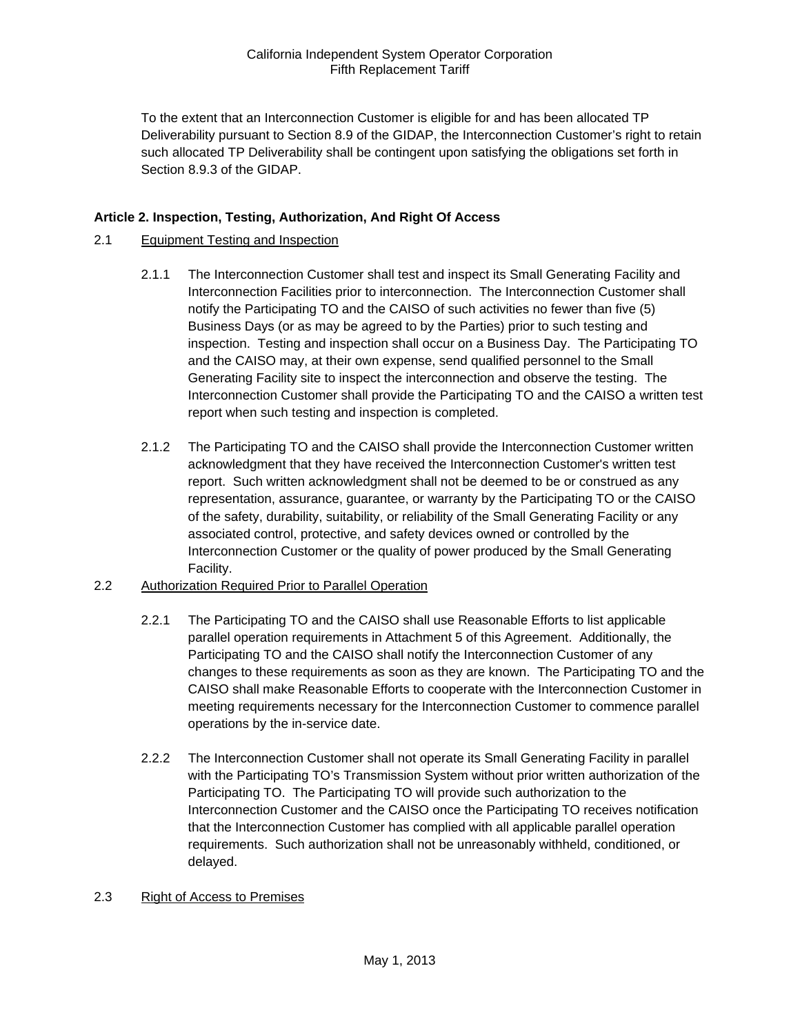To the extent that an Interconnection Customer is eligible for and has been allocated TP Deliverability pursuant to Section 8.9 of the GIDAP, the Interconnection Customer's right to retain such allocated TP Deliverability shall be contingent upon satisfying the obligations set forth in Section 8.9.3 of the GIDAP.

**Article 2. Inspection, Testing, Authorization, And Right Of Access**

2.1 Equipment Testing and Inspection

2.1.1 The Interconnection Customer shall test and inspect its Small Generating Facility and Interconnection Facilities prior to interconnection. The Interconnection Customer shall notify the Participating TO and the CAISO of such activities no fewer than five (5) Business Days (or as may be agreed to by the Parties) prior to such testing and inspection. Testing and inspection shall occur on a Business Day. The Participating TO and the CAISO may, at their own expense, send qualified personnel to the Small Generating Facility site to inspect the interconnection and observe the testing. The Interconnection Customer shall provide the Participating TO and the CAISO a written test report when such testing and inspection is completed.

2.1.2 The Participating TO and the CAISO shall provide the Interconnection Customer written acknowledgment that they have received the Interconnection Customer's written test report. Such written acknowledgment shall not be deemed to be or construed as any representation, assurance, guarantee, or warranty by the Participating TO or the CAISO of the safety, durability, suitability, or reliability of the Small Generating Facility or any associated control, protective, and safety devices owned or controlled by the Interconnection Customer or the quality of power produced by the Small Generating Facility.

2.2 Authorization Required Prior to Parallel Operation

2.2.1 The Participating TO and the CAISO shall use Reasonable Efforts to list applicable parallel operation requirements in Attachment 5 of this Agreement. Additionally, the Participating TO and the CAISO shall notify the Interconnection Customer of any changes to these requirements as soon as they are known. The Participating TO and the CAISO shall make Reasonable Efforts to cooperate with the Interconnection Customer in meeting requirements necessary for the Interconnection Customer to commence parallel operations by the in-service date.

2.2.2 The Interconnection Customer shall not operate its Small Generating Facility in parallel with the Participating TO's Transmission System without prior written authorization of the Participating TO. The Participating TO will provide such authorization to the Interconnection Customer and the CAISO once the Participating TO receives notification that the Interconnection Customer has complied with all applicable parallel operation requirements. Such authorization shall not be unreasonably withheld, conditioned, or delayed.

2.3 Right of Access to Premises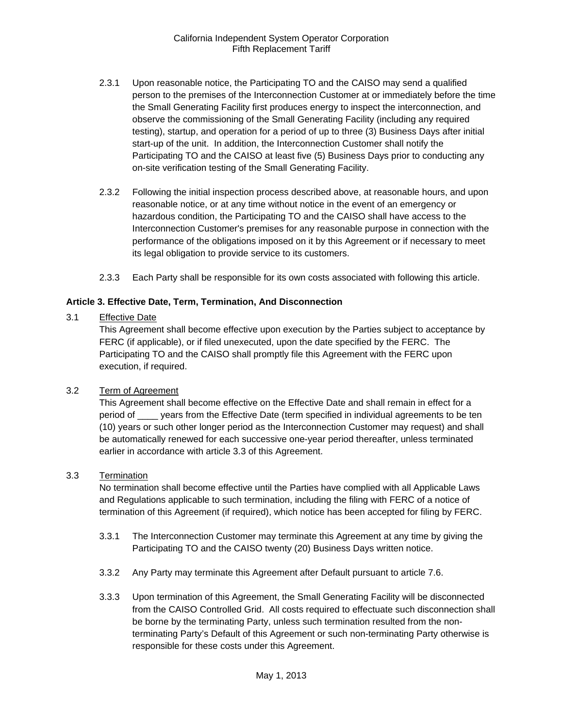2.3.1 Upon reasonable notice, the Participating TO and the CAISO may send a qualified person to the premises of the Interconnection Customer at or immediately before the time the Small Generating Facility first produces energy to inspect the interconnection, and observe the commissioning of the Small Generating Facility (including any required testing), startup, and operation for a period of up to three (3) Business Days after initial start-up of the unit. In addition, the Interconnection Customer shall notify the Participating TO and the CAISO at least five (5) Business Days prior to conducting any on-site verification testing of the Small Generating Facility.

2.3.2 Following the initial inspection process described above, at reasonable hours, and upon reasonable notice, or at any time without notice in the event of an emergency or hazardous condition, the Participating TO and the CAISO shall have access to the Interconnection Customer's premises for any reasonable purpose in connection with the performance of the obligations imposed on it by this Agreement or if necessary to meet its legal obligation to provide service to its customers.

2.3.3 Each Party shall be responsible for its own costs associated with following this article.

**Article 3. Effective Date, Term, Termination, And Disconnection**

3.1 Effective Date

This Agreement shall become effective upon execution by the Parties subject to acceptance by FERC (if applicable), or if filed unexecuted, upon the date specified by the FERC. The Participating TO and the CAISO shall promptly file this Agreement with the FERC upon execution, if required.

3.2 Term of Agreement

This Agreement shall become effective on the Effective Date and shall remain in effect for a period of ____ years from the Effective Date (term specified in individual agreements to be ten (10) years or such other longer period as the Interconnection Customer may request) and shall be automatically renewed for each successive one-year period thereafter, unless terminated earlier in accordance with article 3.3 of this Agreement.

3.3 Termination

No termination shall become effective until the Parties have complied with all Applicable Laws and Regulations applicable to such termination, including the filing with FERC of a notice of termination of this Agreement (if required), which notice has been accepted for filing by FERC.

3.3.1 The Interconnection Customer may terminate this Agreement at any time by giving the Participating TO and the CAISO twenty (20) Business Days written notice.

3.3.2 Any Party may terminate this Agreement after Default pursuant to article 7.6.

3.3.3 Upon termination of this Agreement, the Small Generating Facility will be disconnected from the CAISO Controlled Grid. All costs required to effectuate such disconnection shall be borne by the terminating Party, unless such termination resulted from the non-terminating Party's Default of this Agreement or such non-terminating Party otherwise is responsible for these costs under this Agreement.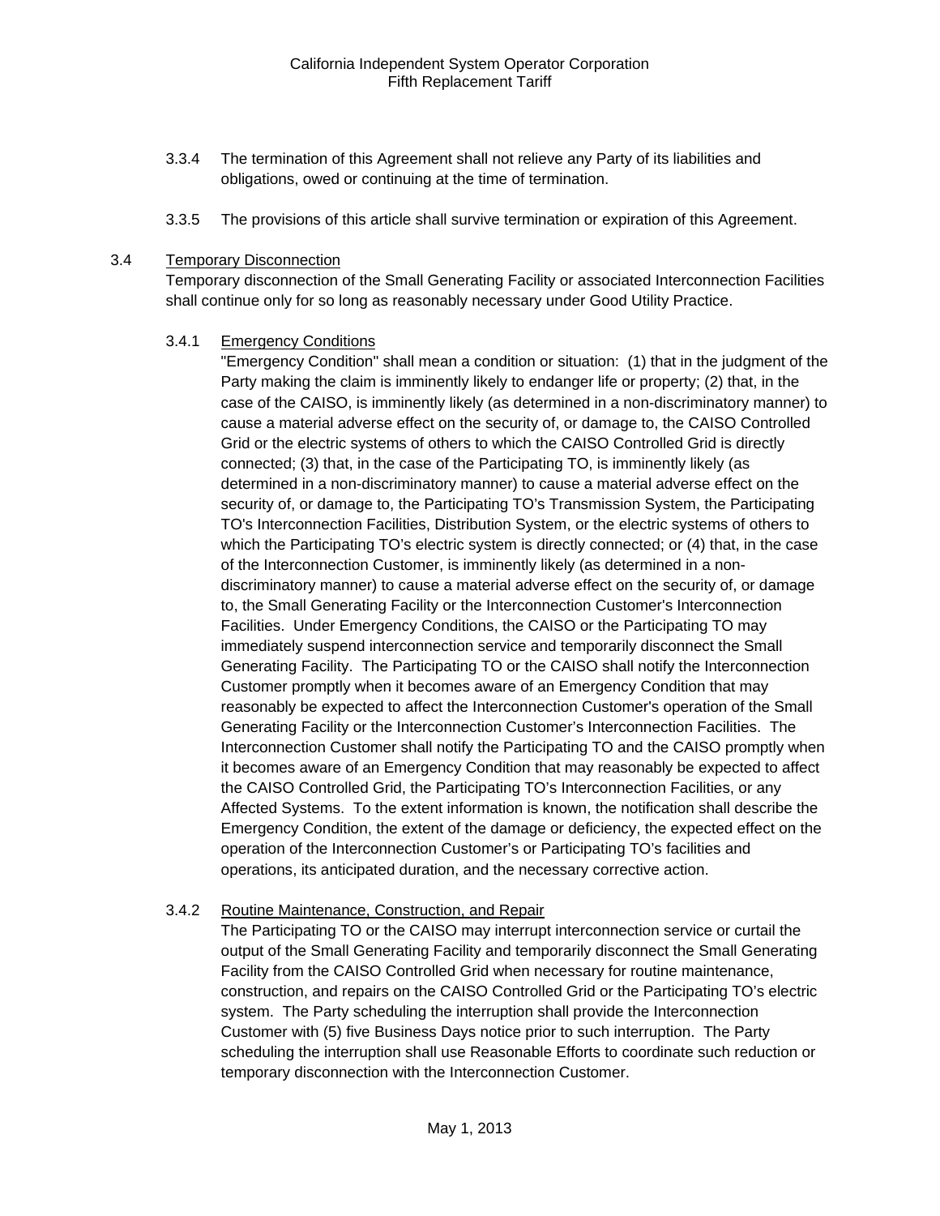3.3.4 The termination of this Agreement shall not relieve any Party of its liabilities and obligations, owed or continuing at the time of termination.

3.3.5 The provisions of this article shall survive termination or expiration of this Agreement.

3.4 Temporary Disconnection

Temporary disconnection of the Small Generating Facility or associated Interconnection Facilities shall continue only for so long as reasonably necessary under Good Utility Practice.

3.4.1 Emergency Conditions

"Emergency Condition" shall mean a condition or situation: (1) that in the judgment of the Party making the claim is imminently likely to endanger life or property; (2) that, in the case of the CAISO, is imminently likely (as determined in a non-discriminatory manner) to cause a material adverse effect on the security of, or damage to, the CAISO Controlled Grid or the electric systems of others to which the CAISO Controlled Grid is directly connected; (3) that, in the case of the Participating TO, is imminently likely (as determined in a non-discriminatory manner) to cause a material adverse effect on the security of, or damage to, the Participating TO's Transmission System, the Participating TO's Interconnection Facilities, Distribution System, or the electric systems of others to which the Participating TO's electric system is directly connected; or (4) that, in the case of the Interconnection Customer, is imminently likely (as determined in a non-discriminatory manner) to cause a material adverse effect on the security of, or damage to, the Small Generating Facility or the Interconnection Customer's Interconnection Facilities. Under Emergency Conditions, the CAISO or the Participating TO may immediately suspend interconnection service and temporarily disconnect the Small Generating Facility. The Participating TO or the CAISO shall notify the Interconnection Customer promptly when it becomes aware of an Emergency Condition that may reasonably be expected to affect the Interconnection Customer's operation of the Small Generating Facility or the Interconnection Customer's Interconnection Facilities. The Interconnection Customer shall notify the Participating TO and the CAISO promptly when it becomes aware of an Emergency Condition that may reasonably be expected to affect the CAISO Controlled Grid, the Participating TO's Interconnection Facilities, or any Affected Systems. To the extent information is known, the notification shall describe the Emergency Condition, the extent of the damage or deficiency, the expected effect on the operation of the Interconnection Customer's or Participating TO's facilities and operations, its anticipated duration, and the necessary corrective action.

3.4.2 Routine Maintenance, Construction, and Repair

The Participating TO or the CAISO may interrupt interconnection service or curtail the output of the Small Generating Facility and temporarily disconnect the Small Generating Facility from the CAISO Controlled Grid when necessary for routine maintenance, construction, and repairs on the CAISO Controlled Grid or the Participating TO's electric system. The Party scheduling the interruption shall provide the Interconnection Customer with (5) five Business Days notice prior to such interruption. The Party scheduling the interruption shall use Reasonable Efforts to coordinate such reduction or temporary disconnection with the Interconnection Customer.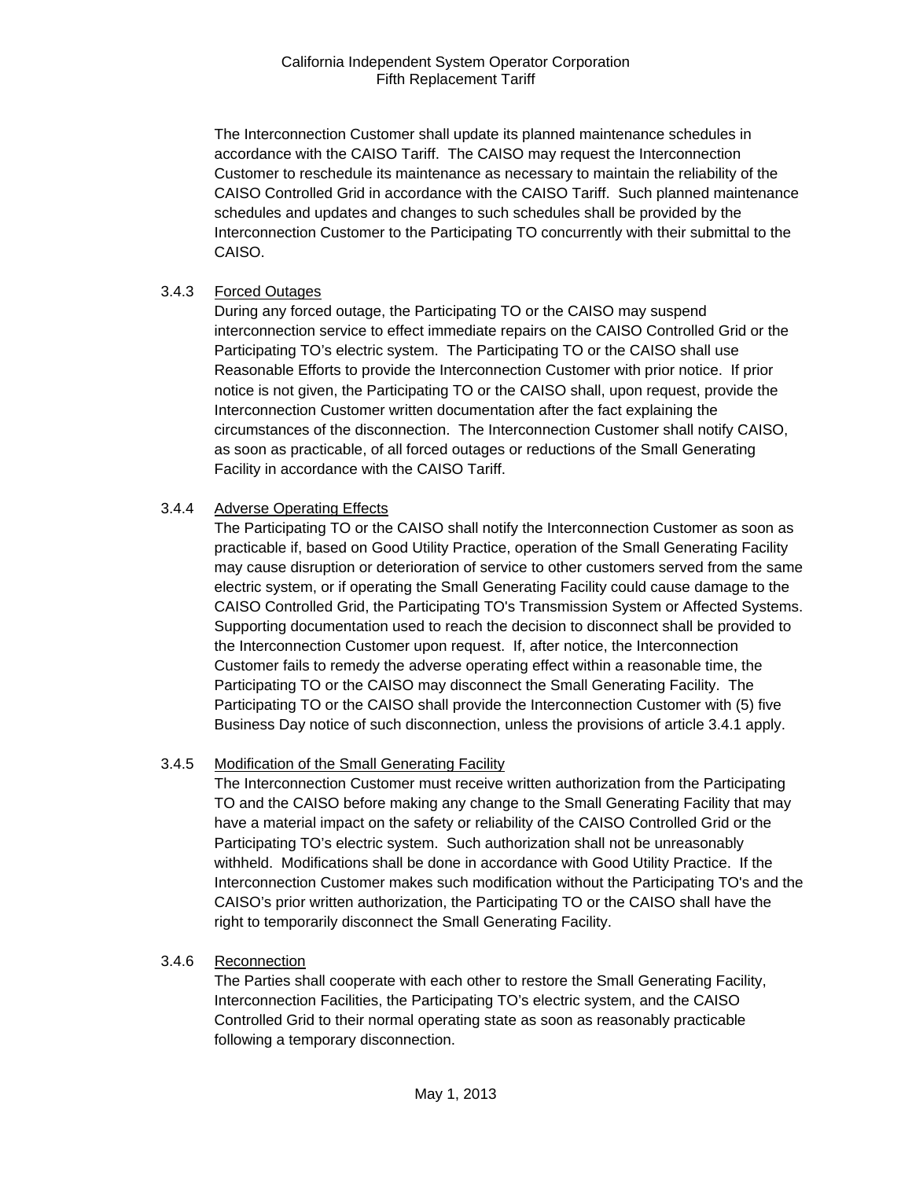The Interconnection Customer shall update its planned maintenance schedules in accordance with the CAISO Tariff. The CAISO may request the Interconnection Customer to reschedule its maintenance as necessary to maintain the reliability of the CAISO Controlled Grid in accordance with the CAISO Tariff. Such planned maintenance schedules and updates and changes to such schedules shall be provided by the Interconnection Customer to the Participating TO concurrently with their submittal to the CAISO.

3.4.3 Forced Outages

During any forced outage, the Participating TO or the CAISO may suspend interconnection service to effect immediate repairs on the CAISO Controlled Grid or the Participating TO's electric system. The Participating TO or the CAISO shall use Reasonable Efforts to provide the Interconnection Customer with prior notice. If prior notice is not given, the Participating TO or the CAISO shall, upon request, provide the Interconnection Customer written documentation after the fact explaining the circumstances of the disconnection. The Interconnection Customer shall notify CAISO, as soon as practicable, of all forced outages or reductions of the Small Generating Facility in accordance with the CAISO Tariff.

3.4.4 Adverse Operating Effects

The Participating TO or the CAISO shall notify the Interconnection Customer as soon as practicable if, based on Good Utility Practice, operation of the Small Generating Facility may cause disruption or deterioration of service to other customers served from the same electric system, or if operating the Small Generating Facility could cause damage to the CAISO Controlled Grid, the Participating TO's Transmission System or Affected Systems. Supporting documentation used to reach the decision to disconnect shall be provided to the Interconnection Customer upon request. If, after notice, the Interconnection Customer fails to remedy the adverse operating effect within a reasonable time, the Participating TO or the CAISO may disconnect the Small Generating Facility. The Participating TO or the CAISO shall provide the Interconnection Customer with (5) five Business Day notice of such disconnection, unless the provisions of article 3.4.1 apply.

3.4.5 Modification of the Small Generating Facility

The Interconnection Customer must receive written authorization from the Participating TO and the CAISO before making any change to the Small Generating Facility that may have a material impact on the safety or reliability of the CAISO Controlled Grid or the Participating TO's electric system. Such authorization shall not be unreasonably withheld. Modifications shall be done in accordance with Good Utility Practice. If the Interconnection Customer makes such modification without the Participating TO's and the CAISO's prior written authorization, the Participating TO or the CAISO shall have the right to temporarily disconnect the Small Generating Facility.

3.4.6 Reconnection

The Parties shall cooperate with each other to restore the Small Generating Facility, Interconnection Facilities, the Participating TO's electric system, and the CAISO Controlled Grid to their normal operating state as soon as reasonably practicable following a temporary disconnection.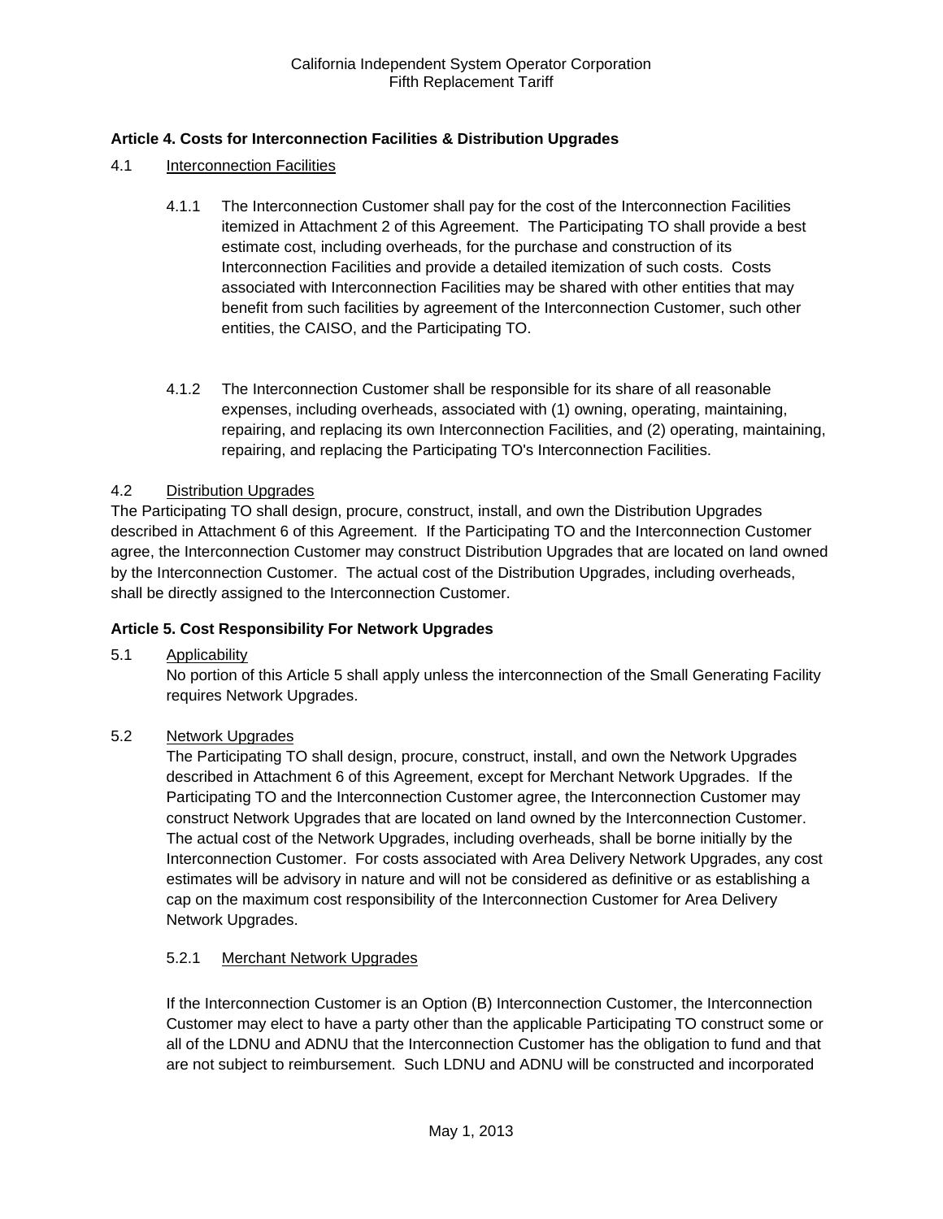## Article 4. Costs for Interconnection Facilities & Distribution Upgrades

4.1 Interconnection Facilities

4.1.1 The Interconnection Customer shall pay for the cost of the Interconnection Facilities itemized in Attachment 2 of this Agreement. The Participating TO shall provide a best estimate cost, including overheads, for the purchase and construction of its Interconnection Facilities and provide a detailed itemization of such costs. Costs associated with Interconnection Facilities may be shared with other entities that may benefit from such facilities by agreement of the Interconnection Customer, such other entities, the CAISO, and the Participating TO.

4.1.2 The Interconnection Customer shall be responsible for its share of all reasonable expenses, including overheads, associated with (1) owning, operating, maintaining, repairing, and replacing its own Interconnection Facilities, and (2) operating, maintaining, repairing, and replacing the Participating TO's Interconnection Facilities.

4.2 Distribution Upgrades

The Participating TO shall design, procure, construct, install, and own the Distribution Upgrades described in Attachment 6 of this Agreement. If the Participating TO and the Interconnection Customer agree, the Interconnection Customer may construct Distribution Upgrades that are located on land owned by the Interconnection Customer. The actual cost of the Distribution Upgrades, including overheads, shall be directly assigned to the Interconnection Customer.

## Article 5. Cost Responsibility For Network Upgrades

5.1 Applicability

No portion of this Article 5 shall apply unless the interconnection of the Small Generating Facility requires Network Upgrades.

5.2 Network Upgrades

The Participating TO shall design, procure, construct, install, and own the Network Upgrades described in Attachment 6 of this Agreement, except for Merchant Network Upgrades. If the Participating TO and the Interconnection Customer agree, the Interconnection Customer may construct Network Upgrades that are located on land owned by the Interconnection Customer. The actual cost of the Network Upgrades, including overheads, shall be borne initially by the Interconnection Customer. For costs associated with Area Delivery Network Upgrades, any cost estimates will be advisory in nature and will not be considered as definitive or as establishing a cap on the maximum cost responsibility of the Interconnection Customer for Area Delivery Network Upgrades.

5.2.1 Merchant Network Upgrades

If the Interconnection Customer is an Option (B) Interconnection Customer, the Interconnection Customer may elect to have a party other than the applicable Participating TO construct some or all of the LDNU and ADNU that the Interconnection Customer has the obligation to fund and that are not subject to reimbursement. Such LDNU and ADNU will be constructed and incorporated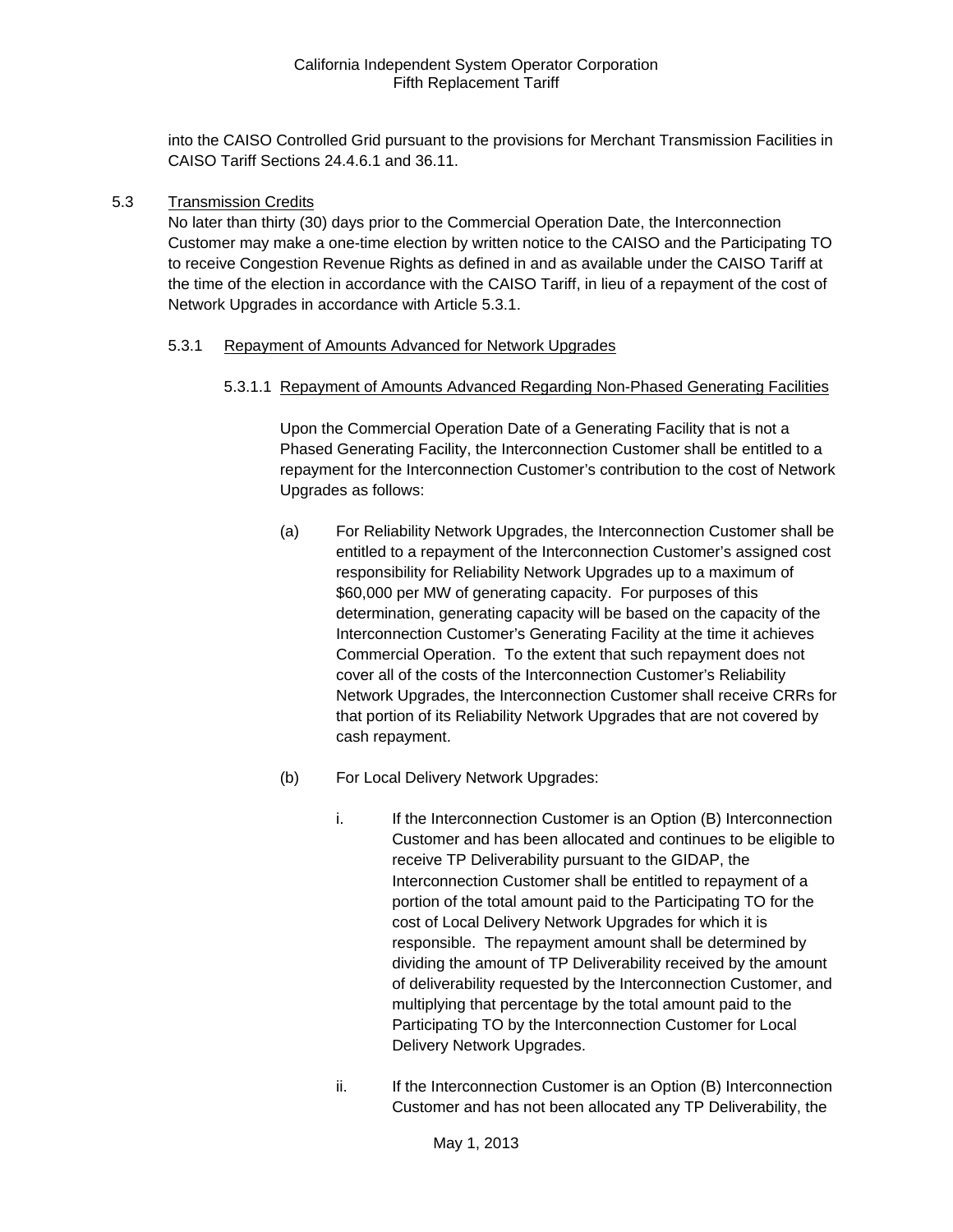into the CAISO Controlled Grid pursuant to the provisions for Merchant Transmission Facilities in CAISO Tariff Sections 24.4.6.1 and 36.11.

5.3 Transmission Credits

No later than thirty (30) days prior to the Commercial Operation Date, the Interconnection Customer may make a one-time election by written notice to the CAISO and the Participating TO to receive Congestion Revenue Rights as defined in and as available under the CAISO Tariff at the time of the election in accordance with the CAISO Tariff, in lieu of a repayment of the cost of Network Upgrades in accordance with Article 5.3.1.

5.3.1 Repayment of Amounts Advanced for Network Upgrades

5.3.1.1 Repayment of Amounts Advanced Regarding Non-Phased Generating Facilities

Upon the Commercial Operation Date of a Generating Facility that is not a Phased Generating Facility, the Interconnection Customer shall be entitled to a repayment for the Interconnection Customer's contribution to the cost of Network Upgrades as follows:

(a) For Reliability Network Upgrades, the Interconnection Customer shall be entitled to a repayment of the Interconnection Customer's assigned cost responsibility for Reliability Network Upgrades up to a maximum of $60,000 per MW of generating capacity. For purposes of this determination, generating capacity will be based on the capacity of the Interconnection Customer's Generating Facility at the time it achieves Commercial Operation. To the extent that such repayment does not cover all of the costs of the Interconnection Customer's Reliability Network Upgrades, the Interconnection Customer shall receive CRRs for that portion of its Reliability Network Upgrades that are not covered by cash repayment.

(b) For Local Delivery Network Upgrades:

i. If the Interconnection Customer is an Option (B) Interconnection Customer and has been allocated and continues to be eligible to receive TP Deliverability pursuant to the GIDAP, the Interconnection Customer shall be entitled to repayment of a portion of the total amount paid to the Participating TO for the cost of Local Delivery Network Upgrades for which it is responsible. The repayment amount shall be determined by dividing the amount of TP Deliverability received by the amount of deliverability requested by the Interconnection Customer, and multiplying that percentage by the total amount paid to the Participating TO by the Interconnection Customer for Local Delivery Network Upgrades.

ii. If the Interconnection Customer is an Option (B) Interconnection Customer and has not been allocated any TP Deliverability, the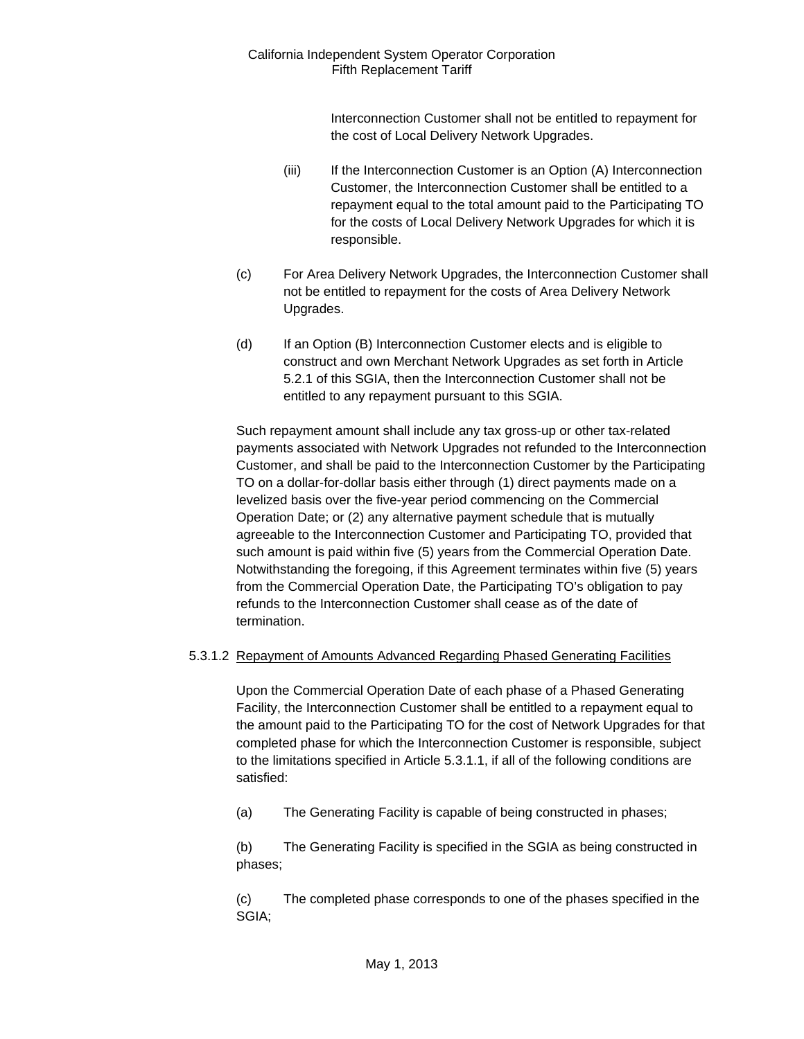Interconnection Customer shall not be entitled to repayment for the cost of Local Delivery Network Upgrades.

(iii) If the Interconnection Customer is an Option (A) Interconnection Customer, the Interconnection Customer shall be entitled to a repayment equal to the total amount paid to the Participating TO for the costs of Local Delivery Network Upgrades for which it is responsible.

(c) For Area Delivery Network Upgrades, the Interconnection Customer shall not be entitled to repayment for the costs of Area Delivery Network Upgrades.

(d) If an Option (B) Interconnection Customer elects and is eligible to construct and own Merchant Network Upgrades as set forth in Article 5.2.1 of this SGIA, then the Interconnection Customer shall not be entitled to any repayment pursuant to this SGIA.

Such repayment amount shall include any tax gross-up or other tax-related payments associated with Network Upgrades not refunded to the Interconnection Customer, and shall be paid to the Interconnection Customer by the Participating TO on a dollar-for-dollar basis either through (1) direct payments made on a levelized basis over the five-year period commencing on the Commercial Operation Date; or (2) any alternative payment schedule that is mutually agreeable to the Interconnection Customer and Participating TO, provided that such amount is paid within five (5) years from the Commercial Operation Date. Notwithstanding the foregoing, if this Agreement terminates within five (5) years from the Commercial Operation Date, the Participating TO's obligation to pay refunds to the Interconnection Customer shall cease as of the date of termination.

5.3.1.2 Repayment of Amounts Advanced Regarding Phased Generating Facilities

Upon the Commercial Operation Date of each phase of a Phased Generating Facility, the Interconnection Customer shall be entitled to a repayment equal to the amount paid to the Participating TO for the cost of Network Upgrades for that completed phase for which the Interconnection Customer is responsible, subject to the limitations specified in Article 5.3.1.1, if all of the following conditions are satisfied:

(a) The Generating Facility is capable of being constructed in phases;

(b) The Generating Facility is specified in the SGIA as being constructed in phases;

(c) The completed phase corresponds to one of the phases specified in the SGIA;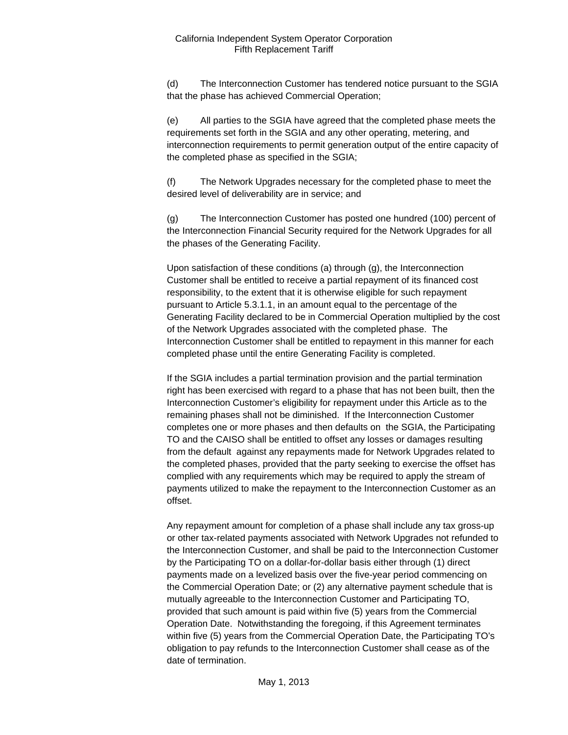(d) The Interconnection Customer has tendered notice pursuant to the SGIA that the phase has achieved Commercial Operation;

(e) All parties to the SGIA have agreed that the completed phase meets the requirements set forth in the SGIA and any other operating, metering, and interconnection requirements to permit generation output of the entire capacity of the completed phase as specified in the SGIA;

(f) The Network Upgrades necessary for the completed phase to meet the desired level of deliverability are in service; and

(g) The Interconnection Customer has posted one hundred (100) percent of the Interconnection Financial Security required for the Network Upgrades for all the phases of the Generating Facility.

Upon satisfaction of these conditions (a) through (g), the Interconnection Customer shall be entitled to receive a partial repayment of its financed cost responsibility, to the extent that it is otherwise eligible for such repayment pursuant to Article 5.3.1.1, in an amount equal to the percentage of the Generating Facility declared to be in Commercial Operation multiplied by the cost of the Network Upgrades associated with the completed phase. The Interconnection Customer shall be entitled to repayment in this manner for each completed phase until the entire Generating Facility is completed.

If the SGIA includes a partial termination provision and the partial termination right has been exercised with regard to a phase that has not been built, then the Interconnection Customer's eligibility for repayment under this Article as to the remaining phases shall not be diminished. If the Interconnection Customer completes one or more phases and then defaults on the SGIA, the Participating TO and the CAISO shall be entitled to offset any losses or damages resulting from the default against any repayments made for Network Upgrades related to the completed phases, provided that the party seeking to exercise the offset has complied with any requirements which may be required to apply the stream of payments utilized to make the repayment to the Interconnection Customer as an offset.

Any repayment amount for completion of a phase shall include any tax gross-up or other tax-related payments associated with Network Upgrades not refunded to the Interconnection Customer, and shall be paid to the Interconnection Customer by the Participating TO on a dollar-for-dollar basis either through (1) direct payments made on a levelized basis over the five-year period commencing on the Commercial Operation Date; or (2) any alternative payment schedule that is mutually agreeable to the Interconnection Customer and Participating TO, provided that such amount is paid within five (5) years from the Commercial Operation Date. Notwithstanding the foregoing, if this Agreement terminates within five (5) years from the Commercial Operation Date, the Participating TO's obligation to pay refunds to the Interconnection Customer shall cease as of the date of termination.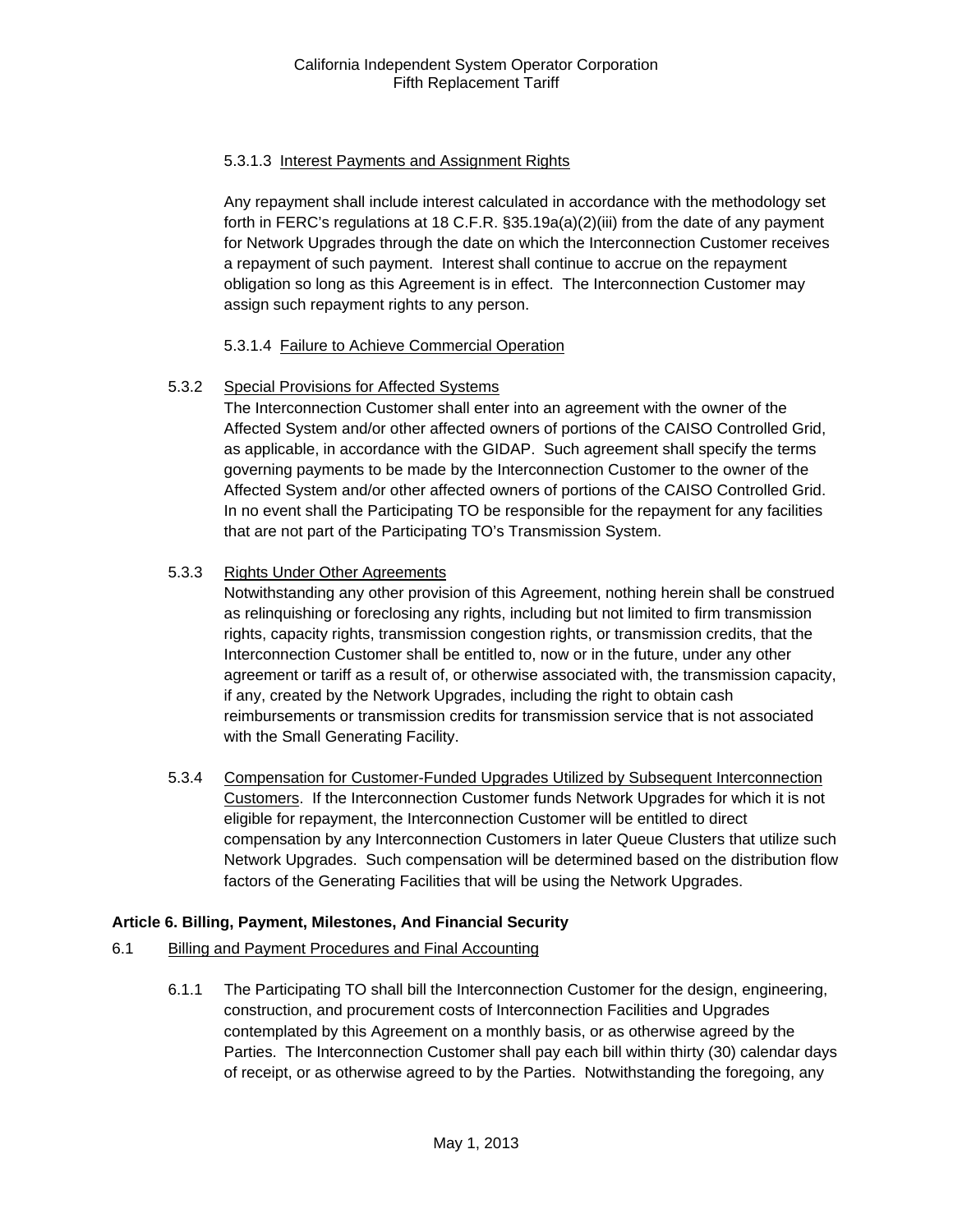5.3.1.3 Interest Payments and Assignment Rights

Any repayment shall include interest calculated in accordance with the methodology set forth in FERC's regulations at 18 C.F.R. §35.19a(a)(2)(iii) from the date of any payment for Network Upgrades through the date on which the Interconnection Customer receives a repayment of such payment. Interest shall continue to accrue on the repayment obligation so long as this Agreement is in effect. The Interconnection Customer may assign such repayment rights to any person.

5.3.1.4 Failure to Achieve Commercial Operation

5.3.2 Special Provisions for Affected Systems

The Interconnection Customer shall enter into an agreement with the owner of the Affected System and/or other affected owners of portions of the CAISO Controlled Grid, as applicable, in accordance with the GIDAP. Such agreement shall specify the terms governing payments to be made by the Interconnection Customer to the owner of the Affected System and/or other affected owners of portions of the CAISO Controlled Grid. In no event shall the Participating TO be responsible for the repayment for any facilities that are not part of the Participating TO's Transmission System.

5.3.3 Rights Under Other Agreements

Notwithstanding any other provision of this Agreement, nothing herein shall be construed as relinquishing or foreclosing any rights, including but not limited to firm transmission rights, capacity rights, transmission congestion rights, or transmission credits, that the Interconnection Customer shall be entitled to, now or in the future, under any other agreement or tariff as a result of, or otherwise associated with, the transmission capacity, if any, created by the Network Upgrades, including the right to obtain cash reimbursements or transmission credits for transmission service that is not associated with the Small Generating Facility.

5.3.4 Compensation for Customer-Funded Upgrades Utilized by Subsequent Interconnection Customers. If the Interconnection Customer funds Network Upgrades for which it is not eligible for repayment, the Interconnection Customer will be entitled to direct compensation by any Interconnection Customers in later Queue Clusters that utilize such Network Upgrades. Such compensation will be determined based on the distribution flow factors of the Generating Facilities that will be using the Network Upgrades.

## Article 6. Billing, Payment, Milestones, And Financial Security

6.1 Billing and Payment Procedures and Final Accounting

6.1.1 The Participating TO shall bill the Interconnection Customer for the design, engineering, construction, and procurement costs of Interconnection Facilities and Upgrades contemplated by this Agreement on a monthly basis, or as otherwise agreed by the Parties. The Interconnection Customer shall pay each bill within thirty (30) calendar days of receipt, or as otherwise agreed to by the Parties. Notwithstanding the foregoing, any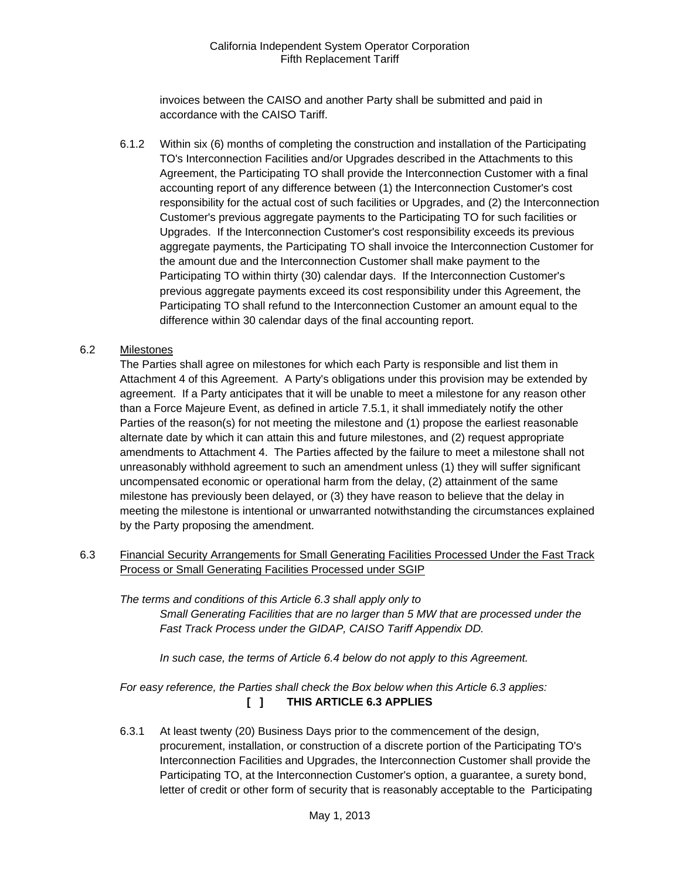invoices between the CAISO and another Party shall be submitted and paid in accordance with the CAISO Tariff.

6.1.2 Within six (6) months of completing the construction and installation of the Participating TO's Interconnection Facilities and/or Upgrades described in the Attachments to this Agreement, the Participating TO shall provide the Interconnection Customer with a final accounting report of any difference between (1) the Interconnection Customer's cost responsibility for the actual cost of such facilities or Upgrades, and (2) the Interconnection Customer's previous aggregate payments to the Participating TO for such facilities or Upgrades. If the Interconnection Customer's cost responsibility exceeds its previous aggregate payments, the Participating TO shall invoice the Interconnection Customer for the amount due and the Interconnection Customer shall make payment to the Participating TO within thirty (30) calendar days. If the Interconnection Customer's previous aggregate payments exceed its cost responsibility under this Agreement, the Participating TO shall refund to the Interconnection Customer an amount equal to the difference within 30 calendar days of the final accounting report.

6.2 <u>Milestones</u>

The Parties shall agree on milestones for which each Party is responsible and list them in Attachment 4 of this Agreement. A Party's obligations under this provision may be extended by agreement. If a Party anticipates that it will be unable to meet a milestone for any reason other than a Force Majeure Event, as defined in article 7.5.1, it shall immediately notify the other Parties of the reason(s) for not meeting the milestone and (1) propose the earliest reasonable alternate date by which it can attain this and future milestones, and (2) request appropriate amendments to Attachment 4. The Parties affected by the failure to meet a milestone shall not unreasonably withhold agreement to such an amendment unless (1) they will suffer significant uncompensated economic or operational harm from the delay, (2) attainment of the same milestone has previously been delayed, or (3) they have reason to believe that the delay in meeting the milestone is intentional or unwarranted notwithstanding the circumstances explained by the Party proposing the amendment.

6.3 <u>Financial Security Arrangements for Small Generating Facilities Processed Under the Fast Track Process or Small Generating Facilities Processed under SGIP</u>

*The terms and conditions of this Article 6.3 shall apply only to*

*Small Generating Facilities that are no larger than 5 MW that are processed under the Fast Track Process under the GIDAP, CAISO Tariff Appendix DD.*

*In such case, the terms of Article 6.4 below do not apply to this Agreement.*

*For easy reference, the Parties shall check the Box below when this Article 6.3 applies:*

**[ ] THIS ARTICLE 6.3 APPLIES**

6.3.1 At least twenty (20) Business Days prior to the commencement of the design, procurement, installation, or construction of a discrete portion of the Participating TO's Interconnection Facilities and Upgrades, the Interconnection Customer shall provide the Participating TO, at the Interconnection Customer's option, a guarantee, a surety bond, letter of credit or other form of security that is reasonably acceptable to the Participating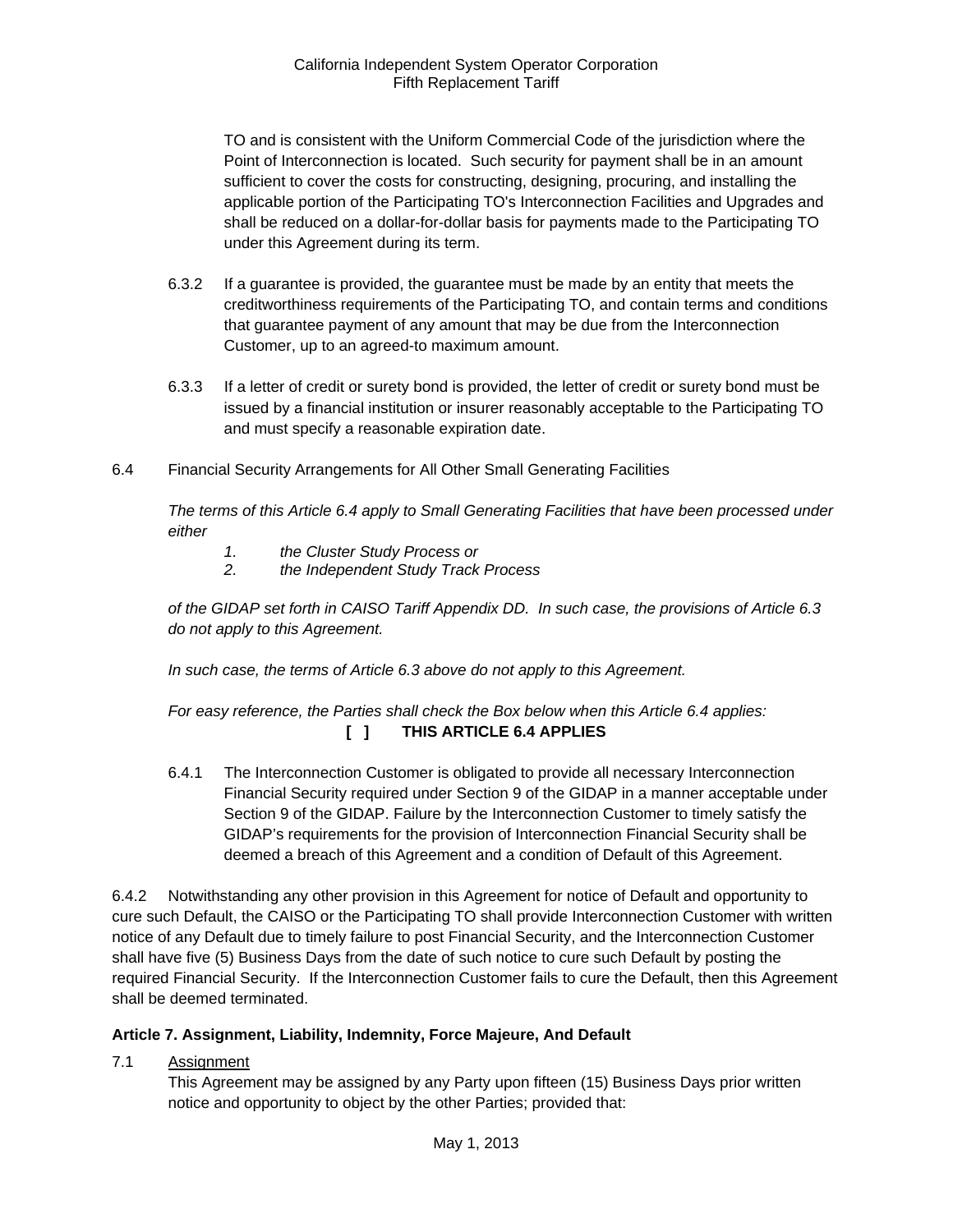TO and is consistent with the Uniform Commercial Code of the jurisdiction where the Point of Interconnection is located. Such security for payment shall be in an amount sufficient to cover the costs for constructing, designing, procuring, and installing the applicable portion of the Participating TO's Interconnection Facilities and Upgrades and shall be reduced on a dollar-for-dollar basis for payments made to the Participating TO under this Agreement during its term.

6.3.2 If a guarantee is provided, the guarantee must be made by an entity that meets the creditworthiness requirements of the Participating TO, and contain terms and conditions that guarantee payment of any amount that may be due from the Interconnection Customer, up to an agreed-to maximum amount.

6.3.3 If a letter of credit or surety bond is provided, the letter of credit or surety bond must be issued by a financial institution or insurer reasonably acceptable to the Participating TO and must specify a reasonable expiration date.

6.4 Financial Security Arrangements for All Other Small Generating Facilities

*The terms of this Article 6.4 apply to Small Generating Facilities that have been processed under either*

*1. the Cluster Study Process or*
*2. the Independent Study Track Process*

*of the GIDAP set forth in CAISO Tariff Appendix DD. In such case, the provisions of Article 6.3 do not apply to this Agreement.*

*In such case, the terms of Article 6.3 above do not apply to this Agreement.*

*For easy reference, the Parties shall check the Box below when this Article 6.4 applies:*

**[ ] THIS ARTICLE 6.4 APPLIES**

6.4.1 The Interconnection Customer is obligated to provide all necessary Interconnection Financial Security required under Section 9 of the GIDAP in a manner acceptable under Section 9 of the GIDAP. Failure by the Interconnection Customer to timely satisfy the GIDAP's requirements for the provision of Interconnection Financial Security shall be deemed a breach of this Agreement and a condition of Default of this Agreement.

6.4.2 Notwithstanding any other provision in this Agreement for notice of Default and opportunity to cure such Default, the CAISO or the Participating TO shall provide Interconnection Customer with written notice of any Default due to timely failure to post Financial Security, and the Interconnection Customer shall have five (5) Business Days from the date of such notice to cure such Default by posting the required Financial Security. If the Interconnection Customer fails to cure the Default, then this Agreement shall be deemed terminated.

**Article 7. Assignment, Liability, Indemnity, Force Majeure, And Default**

7.1 Assignment

This Agreement may be assigned by any Party upon fifteen (15) Business Days prior written notice and opportunity to object by the other Parties; provided that: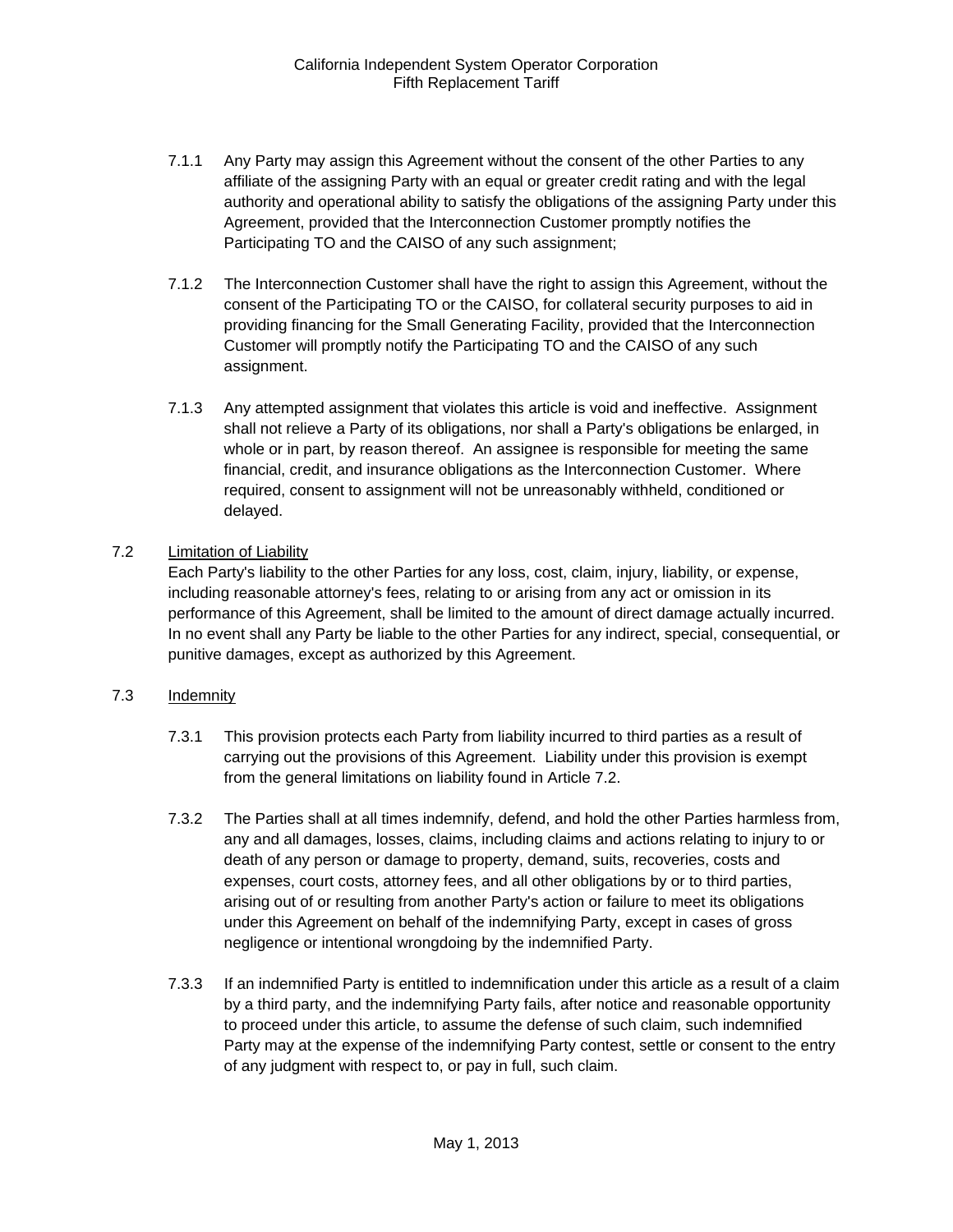7.1.1 Any Party may assign this Agreement without the consent of the other Parties to any affiliate of the assigning Party with an equal or greater credit rating and with the legal authority and operational ability to satisfy the obligations of the assigning Party under this Agreement, provided that the Interconnection Customer promptly notifies the Participating TO and the CAISO of any such assignment;

7.1.2 The Interconnection Customer shall have the right to assign this Agreement, without the consent of the Participating TO or the CAISO, for collateral security purposes to aid in providing financing for the Small Generating Facility, provided that the Interconnection Customer will promptly notify the Participating TO and the CAISO of any such assignment.

7.1.3 Any attempted assignment that violates this article is void and ineffective. Assignment shall not relieve a Party of its obligations, nor shall a Party's obligations be enlarged, in whole or in part, by reason thereof. An assignee is responsible for meeting the same financial, credit, and insurance obligations as the Interconnection Customer. Where required, consent to assignment will not be unreasonably withheld, conditioned or delayed.

7.2 Limitation of Liability

Each Party's liability to the other Parties for any loss, cost, claim, injury, liability, or expense, including reasonable attorney's fees, relating to or arising from any act or omission in its performance of this Agreement, shall be limited to the amount of direct damage actually incurred. In no event shall any Party be liable to the other Parties for any indirect, special, consequential, or punitive damages, except as authorized by this Agreement.

7.3 Indemnity

7.3.1 This provision protects each Party from liability incurred to third parties as a result of carrying out the provisions of this Agreement. Liability under this provision is exempt from the general limitations on liability found in Article 7.2.

7.3.2 The Parties shall at all times indemnify, defend, and hold the other Parties harmless from, any and all damages, losses, claims, including claims and actions relating to injury to or death of any person or damage to property, demand, suits, recoveries, costs and expenses, court costs, attorney fees, and all other obligations by or to third parties, arising out of or resulting from another Party's action or failure to meet its obligations under this Agreement on behalf of the indemnifying Party, except in cases of gross negligence or intentional wrongdoing by the indemnified Party.

7.3.3 If an indemnified Party is entitled to indemnification under this article as a result of a claim by a third party, and the indemnifying Party fails, after notice and reasonable opportunity to proceed under this article, to assume the defense of such claim, such indemnified Party may at the expense of the indemnifying Party contest, settle or consent to the entry of any judgment with respect to, or pay in full, such claim.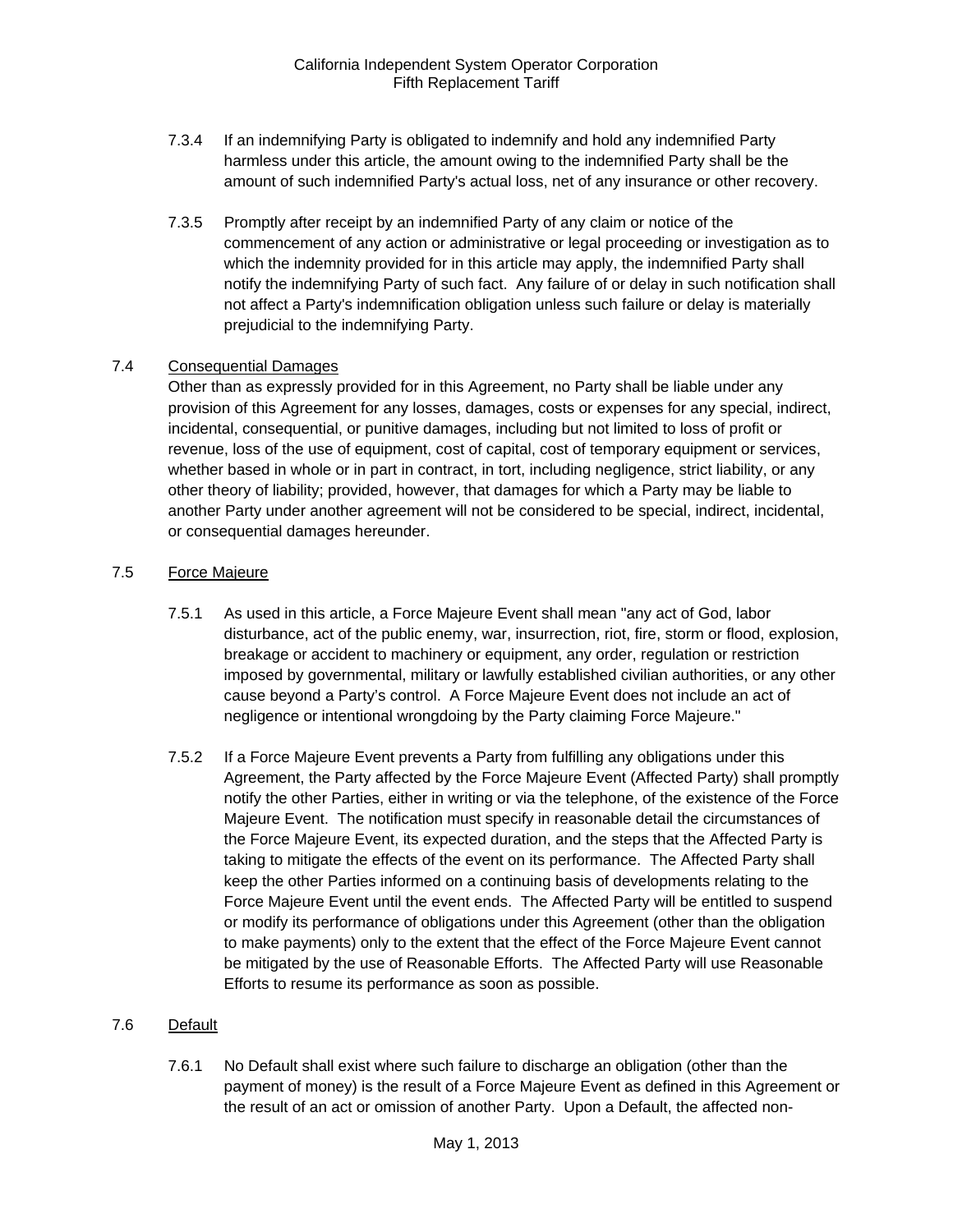7.3.4 If an indemnifying Party is obligated to indemnify and hold any indemnified Party harmless under this article, the amount owing to the indemnified Party shall be the amount of such indemnified Party's actual loss, net of any insurance or other recovery.

7.3.5 Promptly after receipt by an indemnified Party of any claim or notice of the commencement of any action or administrative or legal proceeding or investigation as to which the indemnity provided for in this article may apply, the indemnified Party shall notify the indemnifying Party of such fact. Any failure of or delay in such notification shall not affect a Party's indemnification obligation unless such failure or delay is materially prejudicial to the indemnifying Party.

7.4 Consequential Damages

Other than as expressly provided for in this Agreement, no Party shall be liable under any provision of this Agreement for any losses, damages, costs or expenses for any special, indirect, incidental, consequential, or punitive damages, including but not limited to loss of profit or revenue, loss of the use of equipment, cost of capital, cost of temporary equipment or services, whether based in whole or in part in contract, in tort, including negligence, strict liability, or any other theory of liability; provided, however, that damages for which a Party may be liable to another Party under another agreement will not be considered to be special, indirect, incidental, or consequential damages hereunder.

7.5 Force Majeure

7.5.1 As used in this article, a Force Majeure Event shall mean "any act of God, labor disturbance, act of the public enemy, war, insurrection, riot, fire, storm or flood, explosion, breakage or accident to machinery or equipment, any order, regulation or restriction imposed by governmental, military or lawfully established civilian authorities, or any other cause beyond a Party's control. A Force Majeure Event does not include an act of negligence or intentional wrongdoing by the Party claiming Force Majeure."

7.5.2 If a Force Majeure Event prevents a Party from fulfilling any obligations under this Agreement, the Party affected by the Force Majeure Event (Affected Party) shall promptly notify the other Parties, either in writing or via the telephone, of the existence of the Force Majeure Event. The notification must specify in reasonable detail the circumstances of the Force Majeure Event, its expected duration, and the steps that the Affected Party is taking to mitigate the effects of the event on its performance. The Affected Party shall keep the other Parties informed on a continuing basis of developments relating to the Force Majeure Event until the event ends. The Affected Party will be entitled to suspend or modify its performance of obligations under this Agreement (other than the obligation to make payments) only to the extent that the effect of the Force Majeure Event cannot be mitigated by the use of Reasonable Efforts. The Affected Party will use Reasonable Efforts to resume its performance as soon as possible.

7.6 Default

7.6.1 No Default shall exist where such failure to discharge an obligation (other than the payment of money) is the result of a Force Majeure Event as defined in this Agreement or the result of an act or omission of another Party. Upon a Default, the affected non-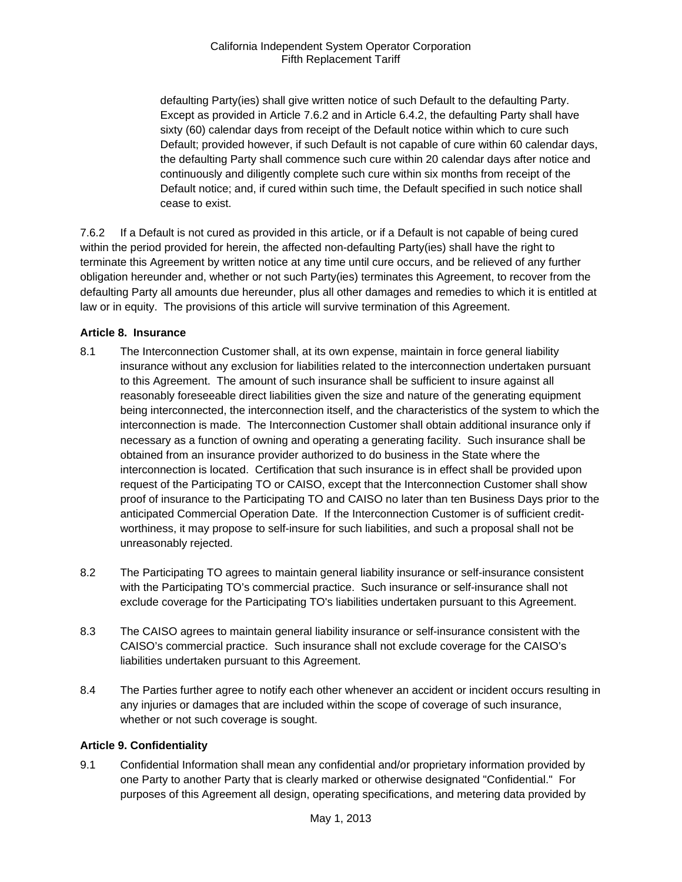defaulting Party(ies) shall give written notice of such Default to the defaulting Party. Except as provided in Article 7.6.2 and in Article 6.4.2, the defaulting Party shall have sixty (60) calendar days from receipt of the Default notice within which to cure such Default; provided however, if such Default is not capable of cure within 60 calendar days, the defaulting Party shall commence such cure within 20 calendar days after notice and continuously and diligently complete such cure within six months from receipt of the Default notice; and, if cured within such time, the Default specified in such notice shall cease to exist.

7.6.2 If a Default is not cured as provided in this article, or if a Default is not capable of being cured within the period provided for herein, the affected non-defaulting Party(ies) shall have the right to terminate this Agreement by written notice at any time until cure occurs, and be relieved of any further obligation hereunder and, whether or not such Party(ies) terminates this Agreement, to recover from the defaulting Party all amounts due hereunder, plus all other damages and remedies to which it is entitled at law or in equity. The provisions of this article will survive termination of this Agreement.

**Article 8. Insurance**

8.1 The Interconnection Customer shall, at its own expense, maintain in force general liability insurance without any exclusion for liabilities related to the interconnection undertaken pursuant to this Agreement. The amount of such insurance shall be sufficient to insure against all reasonably foreseeable direct liabilities given the size and nature of the generating equipment being interconnected, the interconnection itself, and the characteristics of the system to which the interconnection is made. The Interconnection Customer shall obtain additional insurance only if necessary as a function of owning and operating a generating facility. Such insurance shall be obtained from an insurance provider authorized to do business in the State where the interconnection is located. Certification that such insurance is in effect shall be provided upon request of the Participating TO or CAISO, except that the Interconnection Customer shall show proof of insurance to the Participating TO and CAISO no later than ten Business Days prior to the anticipated Commercial Operation Date. If the Interconnection Customer is of sufficient credit-worthiness, it may propose to self-insure for such liabilities, and such a proposal shall not be unreasonably rejected.

8.2 The Participating TO agrees to maintain general liability insurance or self-insurance consistent with the Participating TO's commercial practice. Such insurance or self-insurance shall not exclude coverage for the Participating TO's liabilities undertaken pursuant to this Agreement.

8.3 The CAISO agrees to maintain general liability insurance or self-insurance consistent with the CAISO's commercial practice. Such insurance shall not exclude coverage for the CAISO's liabilities undertaken pursuant to this Agreement.

8.4 The Parties further agree to notify each other whenever an accident or incident occurs resulting in any injuries or damages that are included within the scope of coverage of such insurance, whether or not such coverage is sought.

**Article 9. Confidentiality**

9.1 Confidential Information shall mean any confidential and/or proprietary information provided by one Party to another Party that is clearly marked or otherwise designated "Confidential." For purposes of this Agreement all design, operating specifications, and metering data provided by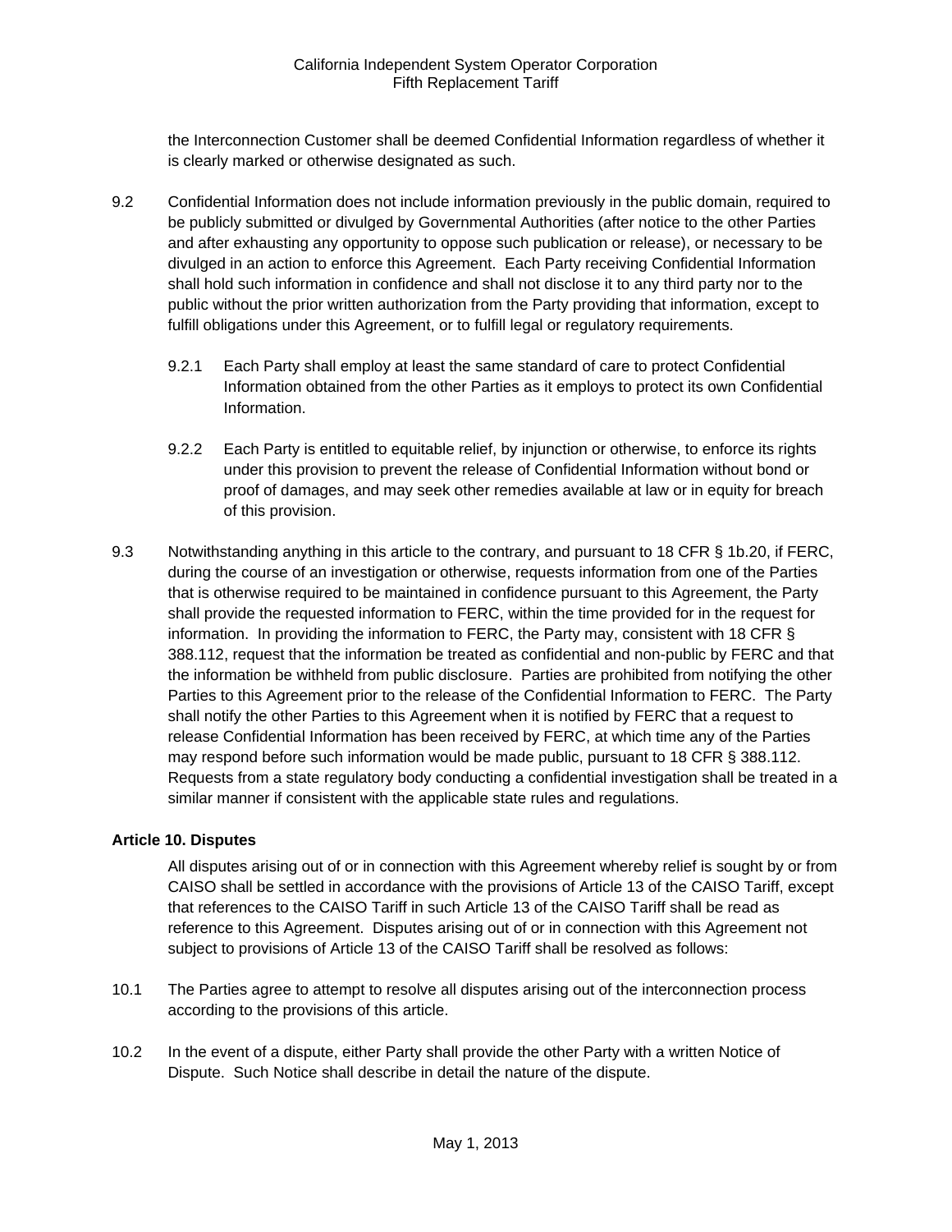the Interconnection Customer shall be deemed Confidential Information regardless of whether it is clearly marked or otherwise designated as such.

9.2 Confidential Information does not include information previously in the public domain, required to be publicly submitted or divulged by Governmental Authorities (after notice to the other Parties and after exhausting any opportunity to oppose such publication or release), or necessary to be divulged in an action to enforce this Agreement. Each Party receiving Confidential Information shall hold such information in confidence and shall not disclose it to any third party nor to the public without the prior written authorization from the Party providing that information, except to fulfill obligations under this Agreement, or to fulfill legal or regulatory requirements.

9.2.1 Each Party shall employ at least the same standard of care to protect Confidential Information obtained from the other Parties as it employs to protect its own Confidential Information.

9.2.2 Each Party is entitled to equitable relief, by injunction or otherwise, to enforce its rights under this provision to prevent the release of Confidential Information without bond or proof of damages, and may seek other remedies available at law or in equity for breach of this provision.

9.3 Notwithstanding anything in this article to the contrary, and pursuant to 18 CFR § 1b.20, if FERC, during the course of an investigation or otherwise, requests information from one of the Parties that is otherwise required to be maintained in confidence pursuant to this Agreement, the Party shall provide the requested information to FERC, within the time provided for in the request for information. In providing the information to FERC, the Party may, consistent with 18 CFR § 388.112, request that the information be treated as confidential and non-public by FERC and that the information be withheld from public disclosure. Parties are prohibited from notifying the other Parties to this Agreement prior to the release of the Confidential Information to FERC. The Party shall notify the other Parties to this Agreement when it is notified by FERC that a request to release Confidential Information has been received by FERC, at which time any of the Parties may respond before such information would be made public, pursuant to 18 CFR § 388.112. Requests from a state regulatory body conducting a confidential investigation shall be treated in a similar manner if consistent with the applicable state rules and regulations.

**Article 10. Disputes**

All disputes arising out of or in connection with this Agreement whereby relief is sought by or from CAISO shall be settled in accordance with the provisions of Article 13 of the CAISO Tariff, except that references to the CAISO Tariff in such Article 13 of the CAISO Tariff shall be read as reference to this Agreement. Disputes arising out of or in connection with this Agreement not subject to provisions of Article 13 of the CAISO Tariff shall be resolved as follows:

10.1 The Parties agree to attempt to resolve all disputes arising out of the interconnection process according to the provisions of this article.

10.2 In the event of a dispute, either Party shall provide the other Party with a written Notice of Dispute. Such Notice shall describe in detail the nature of the dispute.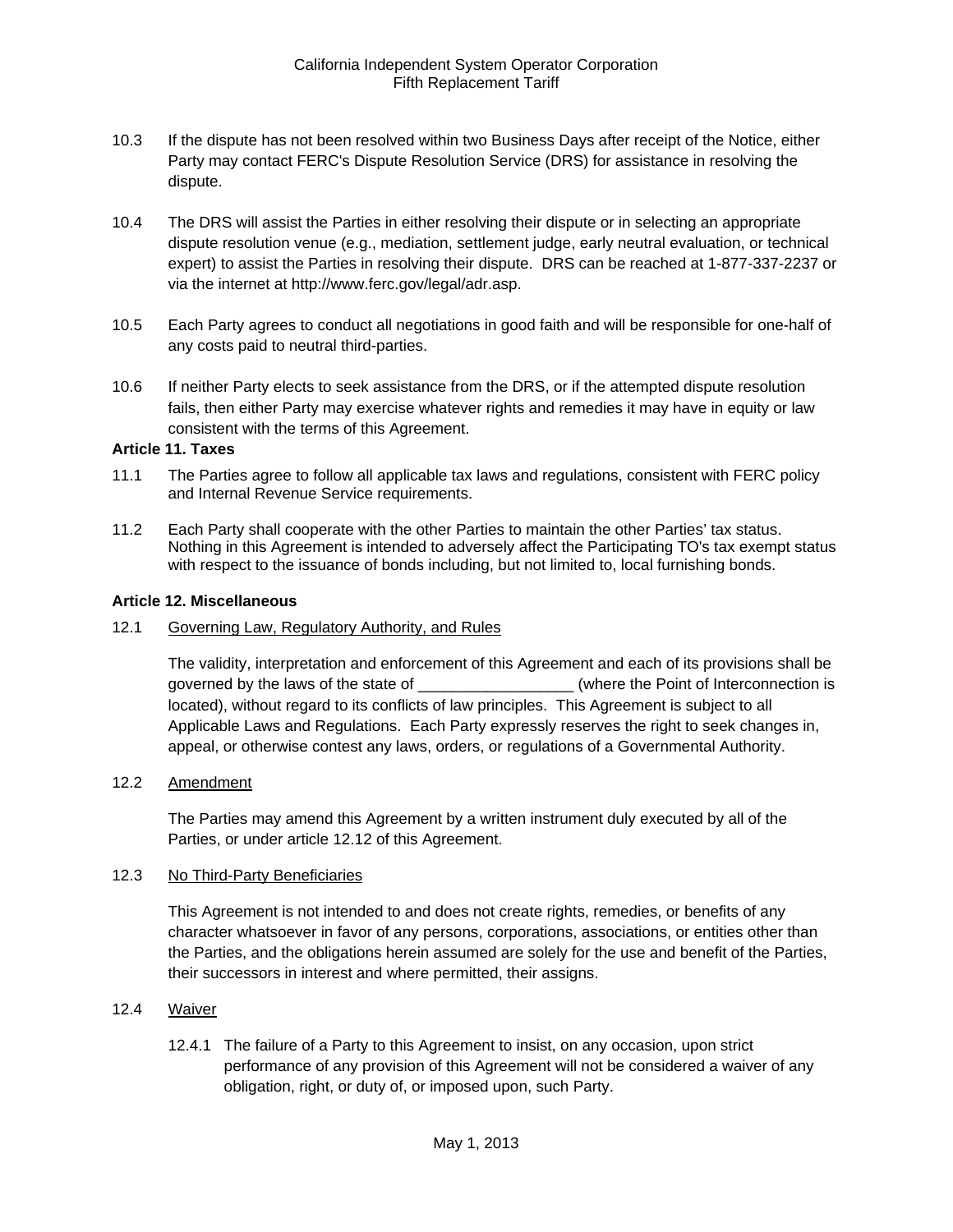10.3 If the dispute has not been resolved within two Business Days after receipt of the Notice, either Party may contact FERC's Dispute Resolution Service (DRS) for assistance in resolving the dispute.

10.4 The DRS will assist the Parties in either resolving their dispute or in selecting an appropriate dispute resolution venue (e.g., mediation, settlement judge, early neutral evaluation, or technical expert) to assist the Parties in resolving their dispute. DRS can be reached at 1-877-337-2237 or via the internet at http://www.ferc.gov/legal/adr.asp.

10.5 Each Party agrees to conduct all negotiations in good faith and will be responsible for one-half of any costs paid to neutral third-parties.

10.6 If neither Party elects to seek assistance from the DRS, or if the attempted dispute resolution fails, then either Party may exercise whatever rights and remedies it may have in equity or law consistent with the terms of this Agreement.

**Article 11. Taxes**

11.1 The Parties agree to follow all applicable tax laws and regulations, consistent with FERC policy and Internal Revenue Service requirements.

11.2 Each Party shall cooperate with the other Parties to maintain the other Parties' tax status. Nothing in this Agreement is intended to adversely affect the Participating TO's tax exempt status with respect to the issuance of bonds including, but not limited to, local furnishing bonds.

**Article 12. Miscellaneous**

12.1 Governing Law, Regulatory Authority, and Rules

The validity, interpretation and enforcement of this Agreement and each of its provisions shall be governed by the laws of the state of __________________ (where the Point of Interconnection is located), without regard to its conflicts of law principles. This Agreement is subject to all Applicable Laws and Regulations. Each Party expressly reserves the right to seek changes in, appeal, or otherwise contest any laws, orders, or regulations of a Governmental Authority.

12.2 Amendment

The Parties may amend this Agreement by a written instrument duly executed by all of the Parties, or under article 12.12 of this Agreement.

12.3 No Third-Party Beneficiaries

This Agreement is not intended to and does not create rights, remedies, or benefits of any character whatsoever in favor of any persons, corporations, associations, or entities other than the Parties, and the obligations herein assumed are solely for the use and benefit of the Parties, their successors in interest and where permitted, their assigns.

12.4 Waiver

12.4.1 The failure of a Party to this Agreement to insist, on any occasion, upon strict performance of any provision of this Agreement will not be considered a waiver of any obligation, right, or duty of, or imposed upon, such Party.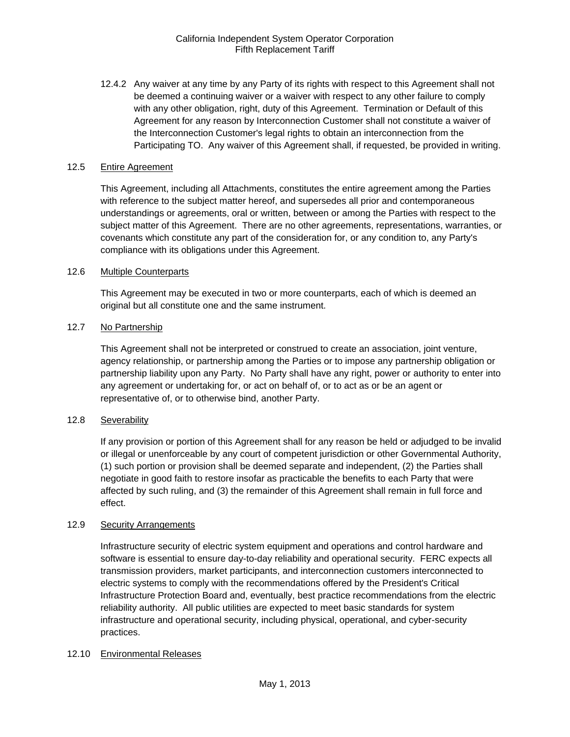12.4.2 Any waiver at any time by any Party of its rights with respect to this Agreement shall not be deemed a continuing waiver or a waiver with respect to any other failure to comply with any other obligation, right, duty of this Agreement. Termination or Default of this Agreement for any reason by Interconnection Customer shall not constitute a waiver of the Interconnection Customer's legal rights to obtain an interconnection from the Participating TO. Any waiver of this Agreement shall, if requested, be provided in writing.

12.5 Entire Agreement

This Agreement, including all Attachments, constitutes the entire agreement among the Parties with reference to the subject matter hereof, and supersedes all prior and contemporaneous understandings or agreements, oral or written, between or among the Parties with respect to the subject matter of this Agreement. There are no other agreements, representations, warranties, or covenants which constitute any part of the consideration for, or any condition to, any Party's compliance with its obligations under this Agreement.

12.6 Multiple Counterparts

This Agreement may be executed in two or more counterparts, each of which is deemed an original but all constitute one and the same instrument.

12.7 No Partnership

This Agreement shall not be interpreted or construed to create an association, joint venture, agency relationship, or partnership among the Parties or to impose any partnership obligation or partnership liability upon any Party. No Party shall have any right, power or authority to enter into any agreement or undertaking for, or act on behalf of, or to act as or be an agent or representative of, or to otherwise bind, another Party.

12.8 Severability

If any provision or portion of this Agreement shall for any reason be held or adjudged to be invalid or illegal or unenforceable by any court of competent jurisdiction or other Governmental Authority, (1) such portion or provision shall be deemed separate and independent, (2) the Parties shall negotiate in good faith to restore insofar as practicable the benefits to each Party that were affected by such ruling, and (3) the remainder of this Agreement shall remain in full force and effect.

12.9 Security Arrangements

Infrastructure security of electric system equipment and operations and control hardware and software is essential to ensure day-to-day reliability and operational security. FERC expects all transmission providers, market participants, and interconnection customers interconnected to electric systems to comply with the recommendations offered by the President's Critical Infrastructure Protection Board and, eventually, best practice recommendations from the electric reliability authority. All public utilities are expected to meet basic standards for system infrastructure and operational security, including physical, operational, and cyber-security practices.

12.10 Environmental Releases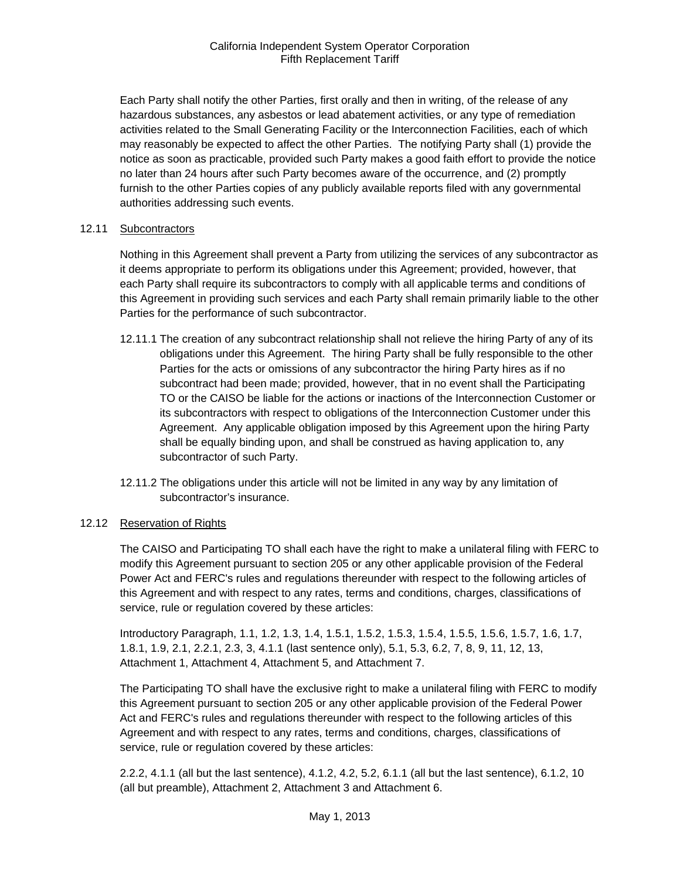Each Party shall notify the other Parties, first orally and then in writing, of the release of any hazardous substances, any asbestos or lead abatement activities, or any type of remediation activities related to the Small Generating Facility or the Interconnection Facilities, each of which may reasonably be expected to affect the other Parties. The notifying Party shall (1) provide the notice as soon as practicable, provided such Party makes a good faith effort to provide the notice no later than 24 hours after such Party becomes aware of the occurrence, and (2) promptly furnish to the other Parties copies of any publicly available reports filed with any governmental authorities addressing such events.

12.11 Subcontractors

Nothing in this Agreement shall prevent a Party from utilizing the services of any subcontractor as it deems appropriate to perform its obligations under this Agreement; provided, however, that each Party shall require its subcontractors to comply with all applicable terms and conditions of this Agreement in providing such services and each Party shall remain primarily liable to the other Parties for the performance of such subcontractor.

12.11.1 The creation of any subcontract relationship shall not relieve the hiring Party of any of its obligations under this Agreement. The hiring Party shall be fully responsible to the other Parties for the acts or omissions of any subcontractor the hiring Party hires as if no subcontract had been made; provided, however, that in no event shall the Participating TO or the CAISO be liable for the actions or inactions of the Interconnection Customer or its subcontractors with respect to obligations of the Interconnection Customer under this Agreement. Any applicable obligation imposed by this Agreement upon the hiring Party shall be equally binding upon, and shall be construed as having application to, any subcontractor of such Party.

12.11.2 The obligations under this article will not be limited in any way by any limitation of subcontractor's insurance.

12.12 Reservation of Rights

The CAISO and Participating TO shall each have the right to make a unilateral filing with FERC to modify this Agreement pursuant to section 205 or any other applicable provision of the Federal Power Act and FERC's rules and regulations thereunder with respect to the following articles of this Agreement and with respect to any rates, terms and conditions, charges, classifications of service, rule or regulation covered by these articles:

Introductory Paragraph, 1.1, 1.2, 1.3, 1.4, 1.5.1, 1.5.2, 1.5.3, 1.5.4, 1.5.5, 1.5.6, 1.5.7, 1.6, 1.7, 1.8.1, 1.9, 2.1, 2.2.1, 2.3, 3, 4.1.1 (last sentence only), 5.1, 5.3, 6.2, 7, 8, 9, 11, 12, 13, Attachment 1, Attachment 4, Attachment 5, and Attachment 7.

The Participating TO shall have the exclusive right to make a unilateral filing with FERC to modify this Agreement pursuant to section 205 or any other applicable provision of the Federal Power Act and FERC's rules and regulations thereunder with respect to the following articles of this Agreement and with respect to any rates, terms and conditions, charges, classifications of service, rule or regulation covered by these articles:

2.2.2, 4.1.1 (all but the last sentence), 4.1.2, 4.2, 5.2, 6.1.1 (all but the last sentence), 6.1.2, 10 (all but preamble), Attachment 2, Attachment 3 and Attachment 6.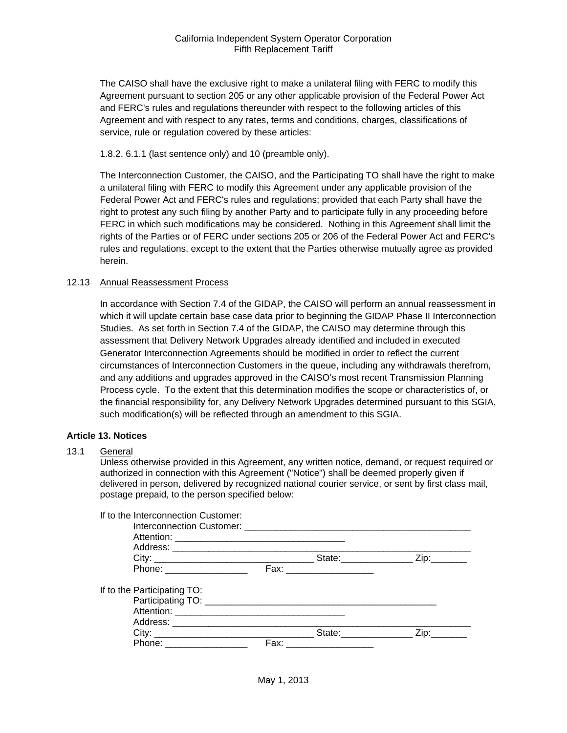The CAISO shall have the exclusive right to make a unilateral filing with FERC to modify this Agreement pursuant to section 205 or any other applicable provision of the Federal Power Act and FERC's rules and regulations thereunder with respect to the following articles of this Agreement and with respect to any rates, terms and conditions, charges, classifications of service, rule or regulation covered by these articles:

1.8.2, 6.1.1 (last sentence only) and 10 (preamble only).

The Interconnection Customer, the CAISO, and the Participating TO shall have the right to make a unilateral filing with FERC to modify this Agreement under any applicable provision of the Federal Power Act and FERC's rules and regulations; provided that each Party shall have the right to protest any such filing by another Party and to participate fully in any proceeding before FERC in which such modifications may be considered. Nothing in this Agreement shall limit the rights of the Parties or of FERC under sections 205 or 206 of the Federal Power Act and FERC's rules and regulations, except to the extent that the Parties otherwise mutually agree as provided herein.

12.13 Annual Reassessment Process

In accordance with Section 7.4 of the GIDAP, the CAISO will perform an annual reassessment in which it will update certain base case data prior to beginning the GIDAP Phase II Interconnection Studies. As set forth in Section 7.4 of the GIDAP, the CAISO may determine through this assessment that Delivery Network Upgrades already identified and included in executed Generator Interconnection Agreements should be modified in order to reflect the current circumstances of Interconnection Customers in the queue, including any withdrawals therefrom, and any additions and upgrades approved in the CAISO's most recent Transmission Planning Process cycle. To the extent that this determination modifies the scope or characteristics of, or the financial responsibility for, any Delivery Network Upgrades determined pursuant to this SGIA, such modification(s) will be reflected through an amendment to this SGIA.

**Article 13. Notices**

13.1 General

Unless otherwise provided in this Agreement, any written notice, demand, or request required or authorized in connection with this Agreement ("Notice") shall be deemed properly given if delivered in person, delivered by recognized national courier service, or sent by first class mail, postage prepaid, to the person specified below:

If to the Interconnection Customer:

Interconnection Customer: ____________________________________________
Attention: _________________________________
Address: ___________________________________________________________
City: ______________________________ State:______________ Zip:_______
Phone: ________________ Fax: _________________

If to the Participating TO:

Participating TO: ______________________________________________
Attention: _________________________________
Address: ___________________________________________________________
City: ______________________________ State:______________ Zip:_______
Phone: ________________ Fax: _________________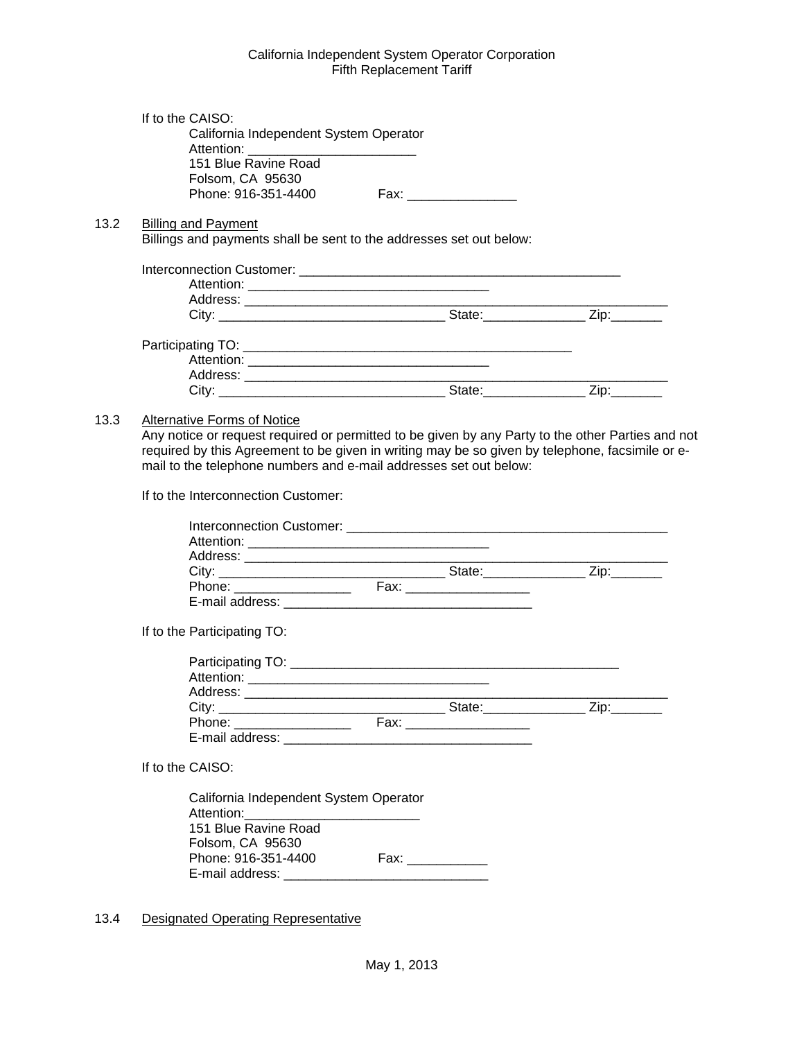If to the CAISO:

California Independent System Operator
Attention: _______________________
151 Blue Ravine Road
Folsom, CA 95630
Phone: 916-351-4400 Fax: _______________

13.2 Billing and Payment

Billings and payments shall be sent to the addresses set out below:

Interconnection Customer: ____________________________________________
Attention: _________________________________
Address: ___________________________________________________________
City: _______________________________ State:______________ Zip:_______

Participating TO: ____________________________________________
Attention: _________________________________
Address: ___________________________________________________________
City: _______________________________ State:______________ Zip:_______

13.3 Alternative Forms of Notice

Any notice or request required or permitted to be given by any Party to the other Parties and not required by this Agreement to be given in writing may be so given by telephone, facsimile or e-mail to the telephone numbers and e-mail addresses set out below:

If to the Interconnection Customer:

Interconnection Customer: ____________________________________________
Attention: _________________________________
Address: ___________________________________________________________
City: _______________________________ State:______________ Zip:_______
Phone: ________________ Fax: _________________
E-mail address: __________________________________

If to the Participating TO:

Participating TO: ____________________________________________
Attention: _________________________________
Address: ___________________________________________________________
City: _______________________________ State:______________ Zip:_______
Phone: ________________ Fax: _________________
E-mail address: __________________________________

If to the CAISO:

California Independent System Operator
Attention:________________________
151 Blue Ravine Road
Folsom, CA 95630
Phone: 916-351-4400 Fax: ___________
E-mail address: ___________________________

13.4 Designated Operating Representative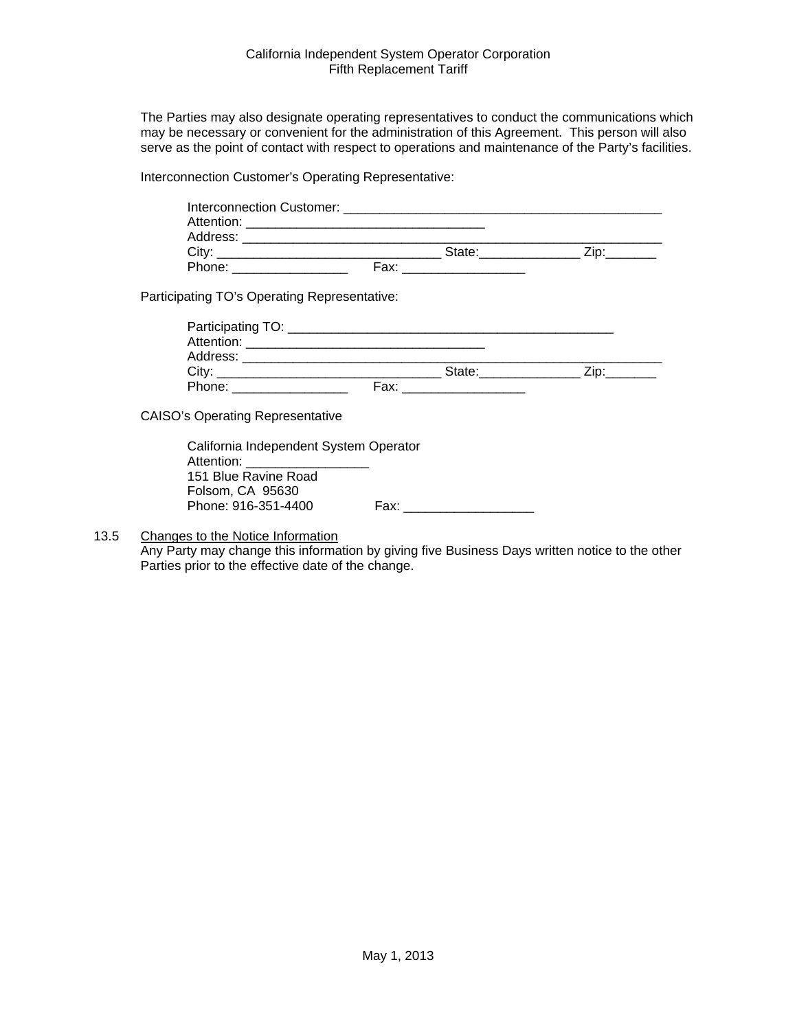The Parties may also designate operating representatives to conduct the communications which may be necessary or convenient for the administration of this Agreement. This person will also serve as the point of contact with respect to operations and maintenance of the Party's facilities.

Interconnection Customer's Operating Representative:

> Interconnection Customer: _____________________________________________
> Attention: ________________________________
> Address: ________________________________________________________
> City: ______________________________ State:_____________ Zip:_______
> Phone: ________________ Fax: _________________

Participating TO's Operating Representative:

> Participating TO: ____________________________________________
> Attention: ________________________________
> Address: ________________________________________________________
> City: ______________________________ State:_____________ Zip:_______
> Phone: ________________ Fax: _________________

CAISO's Operating Representative

> California Independent System Operator
> Attention: ________________
> 151 Blue Ravine Road
> Folsom, CA 95630
> Phone: 916-351-4400 Fax: __________________

13.5 <u>Changes to the Notice Information</u>
Any Party may change this information by giving five Business Days written notice to the other Parties prior to the effective date of the change.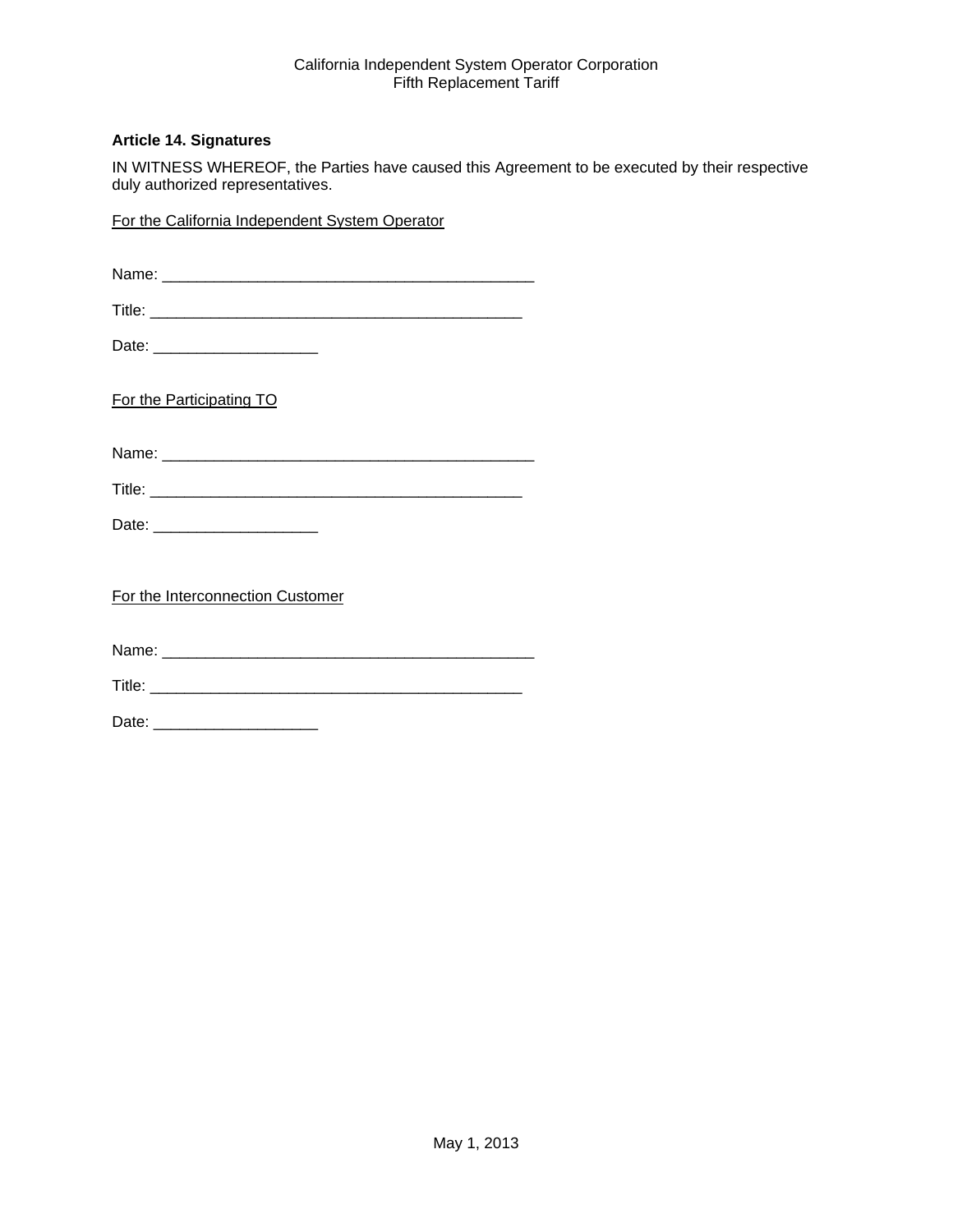### Article 14. Signatures

IN WITNESS WHEREOF, the Parties have caused this Agreement to be executed by their respective duly authorized representatives.

For the California Independent System Operator

Name: ___________________________________________

Title: ___________________________________________

Date: ___________________

For the Participating TO

Name: ___________________________________________

Title: ___________________________________________

Date: ___________________

For the Interconnection Customer

Name: ___________________________________________

Title: ___________________________________________

Date: ___________________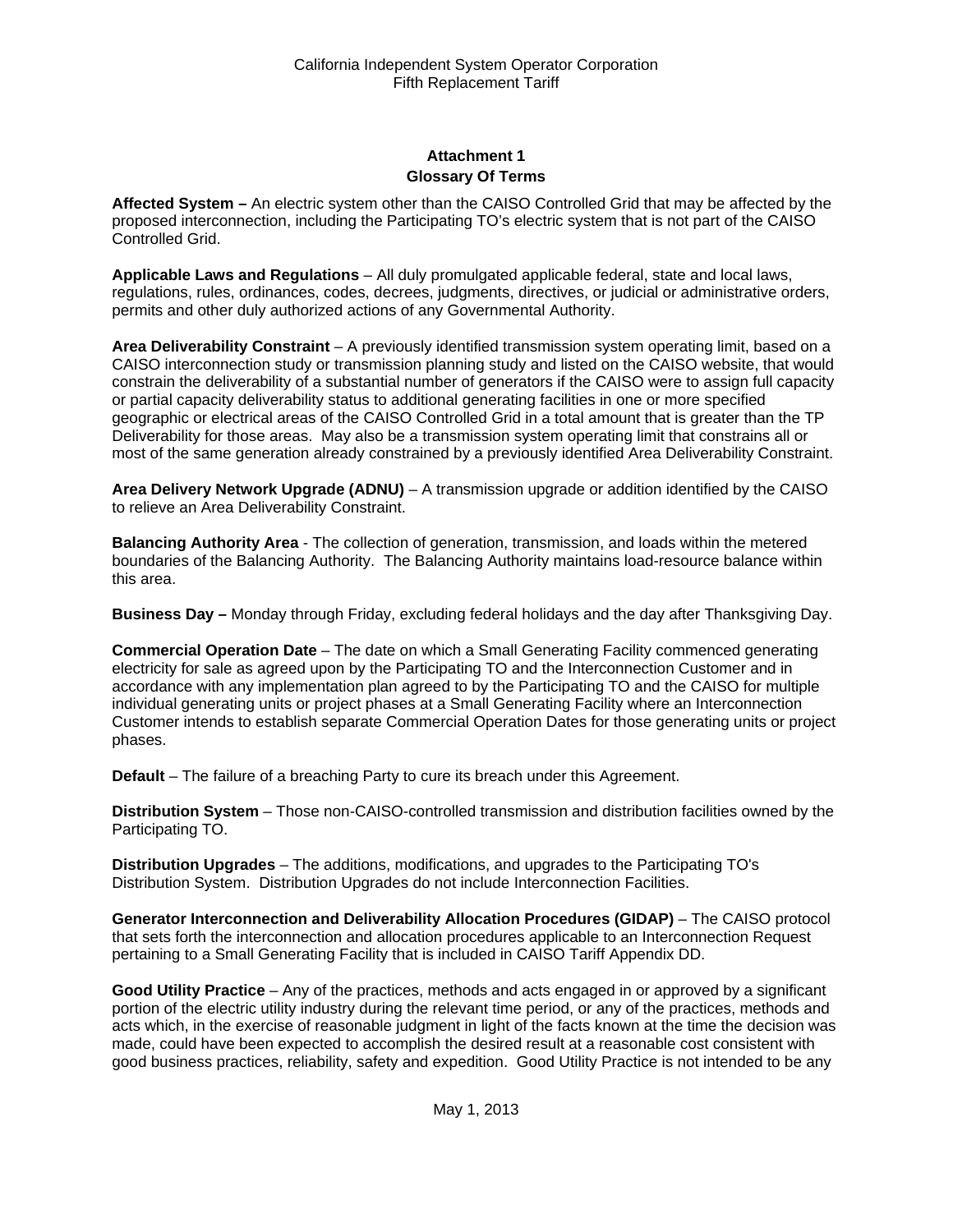## Attachment 1
## Glossary Of Terms

**Affected System –** An electric system other than the CAISO Controlled Grid that may be affected by the proposed interconnection, including the Participating TO's electric system that is not part of the CAISO Controlled Grid.

**Applicable Laws and Regulations** – All duly promulgated applicable federal, state and local laws, regulations, rules, ordinances, codes, decrees, judgments, directives, or judicial or administrative orders, permits and other duly authorized actions of any Governmental Authority.

**Area Deliverability Constraint** – A previously identified transmission system operating limit, based on a CAISO interconnection study or transmission planning study and listed on the CAISO website, that would constrain the deliverability of a substantial number of generators if the CAISO were to assign full capacity or partial capacity deliverability status to additional generating facilities in one or more specified geographic or electrical areas of the CAISO Controlled Grid in a total amount that is greater than the TP Deliverability for those areas. May also be a transmission system operating limit that constrains all or most of the same generation already constrained by a previously identified Area Deliverability Constraint.

**Area Delivery Network Upgrade (ADNU)** – A transmission upgrade or addition identified by the CAISO to relieve an Area Deliverability Constraint.

**Balancing Authority Area** - The collection of generation, transmission, and loads within the metered boundaries of the Balancing Authority. The Balancing Authority maintains load-resource balance within this area.

**Business Day –** Monday through Friday, excluding federal holidays and the day after Thanksgiving Day.

**Commercial Operation Date** – The date on which a Small Generating Facility commenced generating electricity for sale as agreed upon by the Participating TO and the Interconnection Customer and in accordance with any implementation plan agreed to by the Participating TO and the CAISO for multiple individual generating units or project phases at a Small Generating Facility where an Interconnection Customer intends to establish separate Commercial Operation Dates for those generating units or project phases.

**Default** – The failure of a breaching Party to cure its breach under this Agreement.

**Distribution System** – Those non-CAISO-controlled transmission and distribution facilities owned by the Participating TO.

**Distribution Upgrades** – The additions, modifications, and upgrades to the Participating TO's Distribution System. Distribution Upgrades do not include Interconnection Facilities.

**Generator Interconnection and Deliverability Allocation Procedures (GIDAP)** – The CAISO protocol that sets forth the interconnection and allocation procedures applicable to an Interconnection Request pertaining to a Small Generating Facility that is included in CAISO Tariff Appendix DD.

**Good Utility Practice** – Any of the practices, methods and acts engaged in or approved by a significant portion of the electric utility industry during the relevant time period, or any of the practices, methods and acts which, in the exercise of reasonable judgment in light of the facts known at the time the decision was made, could have been expected to accomplish the desired result at a reasonable cost consistent with good business practices, reliability, safety and expedition. Good Utility Practice is not intended to be any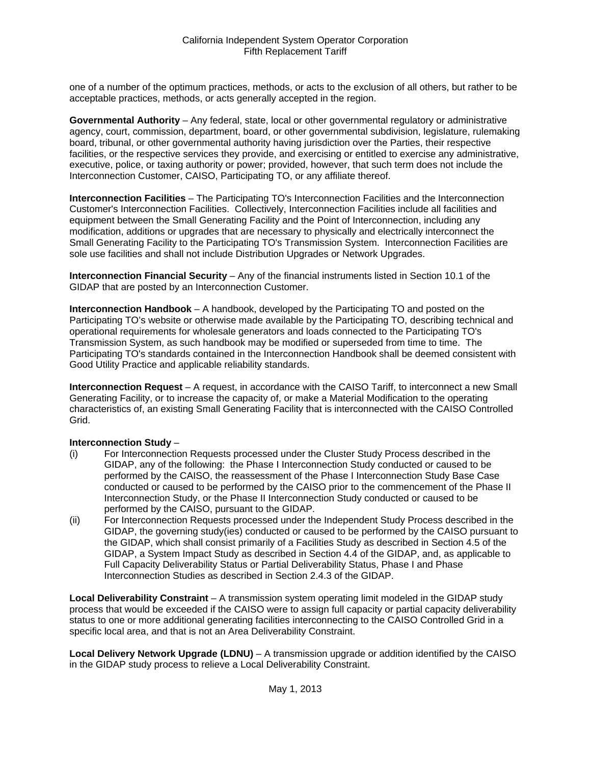one of a number of the optimum practices, methods, or acts to the exclusion of all others, but rather to be acceptable practices, methods, or acts generally accepted in the region.

**Governmental Authority** – Any federal, state, local or other governmental regulatory or administrative agency, court, commission, department, board, or other governmental subdivision, legislature, rulemaking board, tribunal, or other governmental authority having jurisdiction over the Parties, their respective facilities, or the respective services they provide, and exercising or entitled to exercise any administrative, executive, police, or taxing authority or power; provided, however, that such term does not include the Interconnection Customer, CAISO, Participating TO, or any affiliate thereof.

**Interconnection Facilities** – The Participating TO's Interconnection Facilities and the Interconnection Customer's Interconnection Facilities. Collectively, Interconnection Facilities include all facilities and equipment between the Small Generating Facility and the Point of Interconnection, including any modification, additions or upgrades that are necessary to physically and electrically interconnect the Small Generating Facility to the Participating TO's Transmission System. Interconnection Facilities are sole use facilities and shall not include Distribution Upgrades or Network Upgrades.

**Interconnection Financial Security** – Any of the financial instruments listed in Section 10.1 of the GIDAP that are posted by an Interconnection Customer.

**Interconnection Handbook** – A handbook, developed by the Participating TO and posted on the Participating TO's website or otherwise made available by the Participating TO, describing technical and operational requirements for wholesale generators and loads connected to the Participating TO's Transmission System, as such handbook may be modified or superseded from time to time. The Participating TO's standards contained in the Interconnection Handbook shall be deemed consistent with Good Utility Practice and applicable reliability standards.

**Interconnection Request** – A request, in accordance with the CAISO Tariff, to interconnect a new Small Generating Facility, or to increase the capacity of, or make a Material Modification to the operating characteristics of, an existing Small Generating Facility that is interconnected with the CAISO Controlled Grid.

**Interconnection Study** –

(i) For Interconnection Requests processed under the Cluster Study Process described in the GIDAP, any of the following: the Phase I Interconnection Study conducted or caused to be performed by the CAISO, the reassessment of the Phase I Interconnection Study Base Case conducted or caused to be performed by the CAISO prior to the commencement of the Phase II Interconnection Study, or the Phase II Interconnection Study conducted or caused to be performed by the CAISO, pursuant to the GIDAP.

(ii) For Interconnection Requests processed under the Independent Study Process described in the GIDAP, the governing study(ies) conducted or caused to be performed by the CAISO pursuant to the GIDAP, which shall consist primarily of a Facilities Study as described in Section 4.5 of the GIDAP, a System Impact Study as described in Section 4.4 of the GIDAP, and, as applicable to Full Capacity Deliverability Status or Partial Deliverability Status, Phase I and Phase Interconnection Studies as described in Section 2.4.3 of the GIDAP.

**Local Deliverability Constraint** – A transmission system operating limit modeled in the GIDAP study process that would be exceeded if the CAISO were to assign full capacity or partial capacity deliverability status to one or more additional generating facilities interconnecting to the CAISO Controlled Grid in a specific local area, and that is not an Area Deliverability Constraint.

**Local Delivery Network Upgrade (LDNU)** – A transmission upgrade or addition identified by the CAISO in the GIDAP study process to relieve a Local Deliverability Constraint.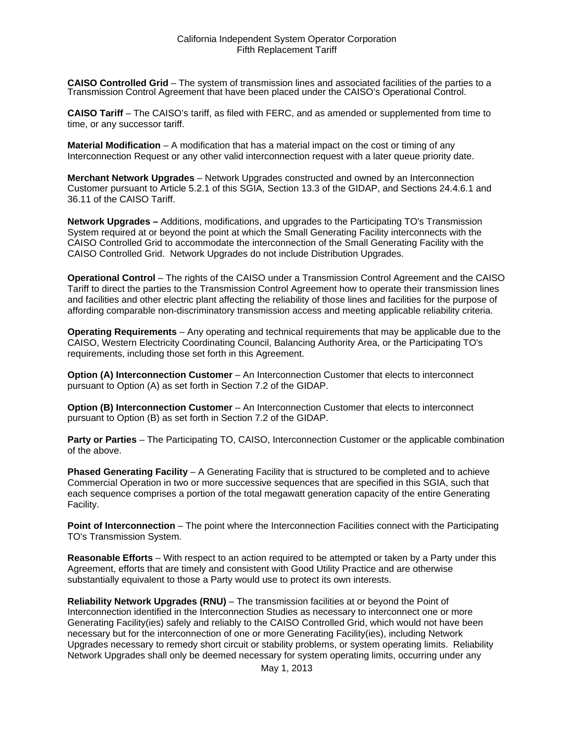**CAISO Controlled Grid** – The system of transmission lines and associated facilities of the parties to a Transmission Control Agreement that have been placed under the CAISO's Operational Control.

**CAISO Tariff** – The CAISO's tariff, as filed with FERC, and as amended or supplemented from time to time, or any successor tariff.

**Material Modification** – A modification that has a material impact on the cost or timing of any Interconnection Request or any other valid interconnection request with a later queue priority date.

**Merchant Network Upgrades** – Network Upgrades constructed and owned by an Interconnection Customer pursuant to Article 5.2.1 of this SGIA, Section 13.3 of the GIDAP, and Sections 24.4.6.1 and 36.11 of the CAISO Tariff.

**Network Upgrades –** Additions, modifications, and upgrades to the Participating TO's Transmission System required at or beyond the point at which the Small Generating Facility interconnects with the CAISO Controlled Grid to accommodate the interconnection of the Small Generating Facility with the CAISO Controlled Grid. Network Upgrades do not include Distribution Upgrades.

**Operational Control** – The rights of the CAISO under a Transmission Control Agreement and the CAISO Tariff to direct the parties to the Transmission Control Agreement how to operate their transmission lines and facilities and other electric plant affecting the reliability of those lines and facilities for the purpose of affording comparable non-discriminatory transmission access and meeting applicable reliability criteria.

**Operating Requirements** – Any operating and technical requirements that may be applicable due to the CAISO, Western Electricity Coordinating Council, Balancing Authority Area, or the Participating TO's requirements, including those set forth in this Agreement.

**Option (A) Interconnection Customer** – An Interconnection Customer that elects to interconnect pursuant to Option (A) as set forth in Section 7.2 of the GIDAP.

**Option (B) Interconnection Customer** – An Interconnection Customer that elects to interconnect pursuant to Option (B) as set forth in Section 7.2 of the GIDAP.

**Party or Parties** – The Participating TO, CAISO, Interconnection Customer or the applicable combination of the above.

**Phased Generating Facility** – A Generating Facility that is structured to be completed and to achieve Commercial Operation in two or more successive sequences that are specified in this SGIA, such that each sequence comprises a portion of the total megawatt generation capacity of the entire Generating Facility.

**Point of Interconnection** – The point where the Interconnection Facilities connect with the Participating TO's Transmission System.

**Reasonable Efforts** – With respect to an action required to be attempted or taken by a Party under this Agreement, efforts that are timely and consistent with Good Utility Practice and are otherwise substantially equivalent to those a Party would use to protect its own interests.

**Reliability Network Upgrades (RNU)** – The transmission facilities at or beyond the Point of Interconnection identified in the Interconnection Studies as necessary to interconnect one or more Generating Facility(ies) safely and reliably to the CAISO Controlled Grid, which would not have been necessary but for the interconnection of one or more Generating Facility(ies), including Network Upgrades necessary to remedy short circuit or stability problems, or system operating limits. Reliability Network Upgrades shall only be deemed necessary for system operating limits, occurring under any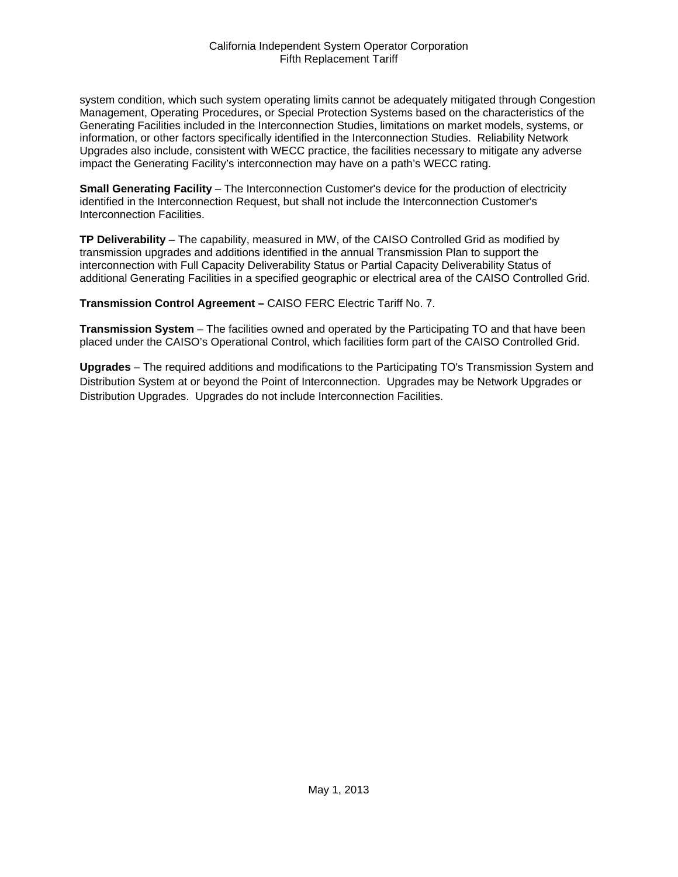system condition, which such system operating limits cannot be adequately mitigated through Congestion Management, Operating Procedures, or Special Protection Systems based on the characteristics of the Generating Facilities included in the Interconnection Studies, limitations on market models, systems, or information, or other factors specifically identified in the Interconnection Studies. Reliability Network Upgrades also include, consistent with WECC practice, the facilities necessary to mitigate any adverse impact the Generating Facility's interconnection may have on a path's WECC rating.

**Small Generating Facility** – The Interconnection Customer's device for the production of electricity identified in the Interconnection Request, but shall not include the Interconnection Customer's Interconnection Facilities.

**TP Deliverability** – The capability, measured in MW, of the CAISO Controlled Grid as modified by transmission upgrades and additions identified in the annual Transmission Plan to support the interconnection with Full Capacity Deliverability Status or Partial Capacity Deliverability Status of additional Generating Facilities in a specified geographic or electrical area of the CAISO Controlled Grid.

**Transmission Control Agreement –** CAISO FERC Electric Tariff No. 7.

**Transmission System** – The facilities owned and operated by the Participating TO and that have been placed under the CAISO's Operational Control, which facilities form part of the CAISO Controlled Grid.

**Upgrades** – The required additions and modifications to the Participating TO's Transmission System and Distribution System at or beyond the Point of Interconnection. Upgrades may be Network Upgrades or Distribution Upgrades. Upgrades do not include Interconnection Facilities.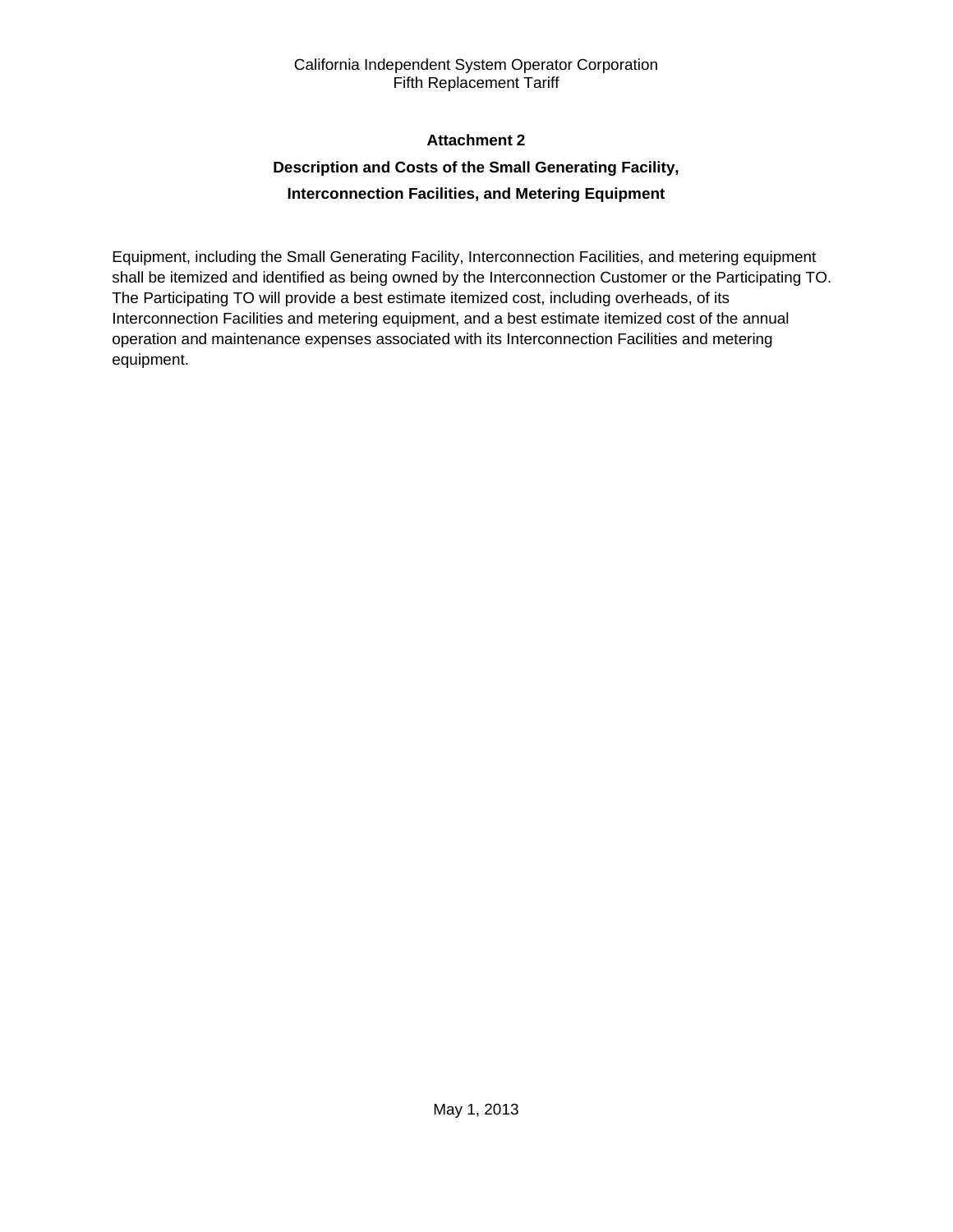## Attachment 2

## Description and Costs of the Small Generating Facility, Interconnection Facilities, and Metering Equipment

Equipment, including the Small Generating Facility, Interconnection Facilities, and metering equipment shall be itemized and identified as being owned by the Interconnection Customer or the Participating TO. The Participating TO will provide a best estimate itemized cost, including overheads, of its Interconnection Facilities and metering equipment, and a best estimate itemized cost of the annual operation and maintenance expenses associated with its Interconnection Facilities and metering equipment.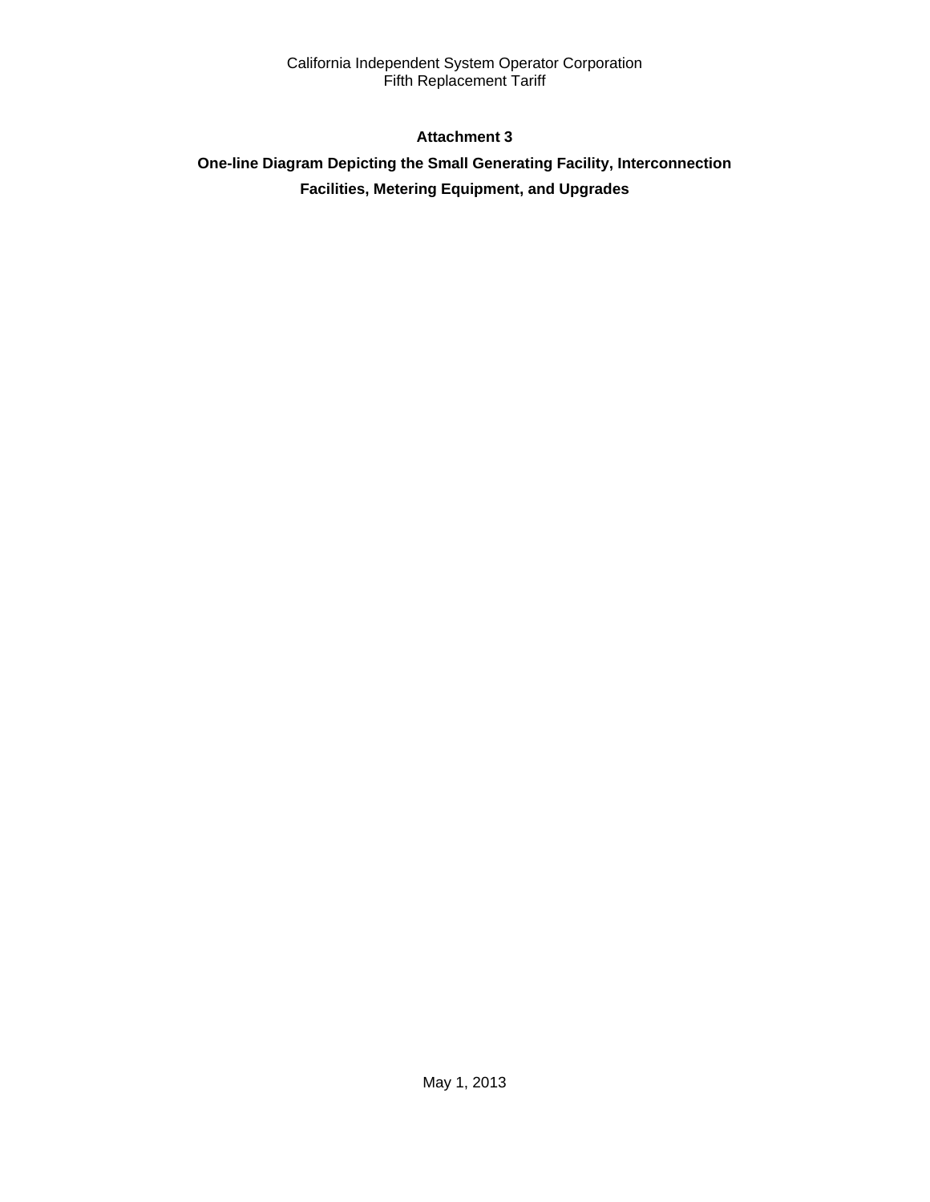## Attachment 3

## One-line Diagram Depicting the Small Generating Facility, Interconnection Facilities, Metering Equipment, and Upgrades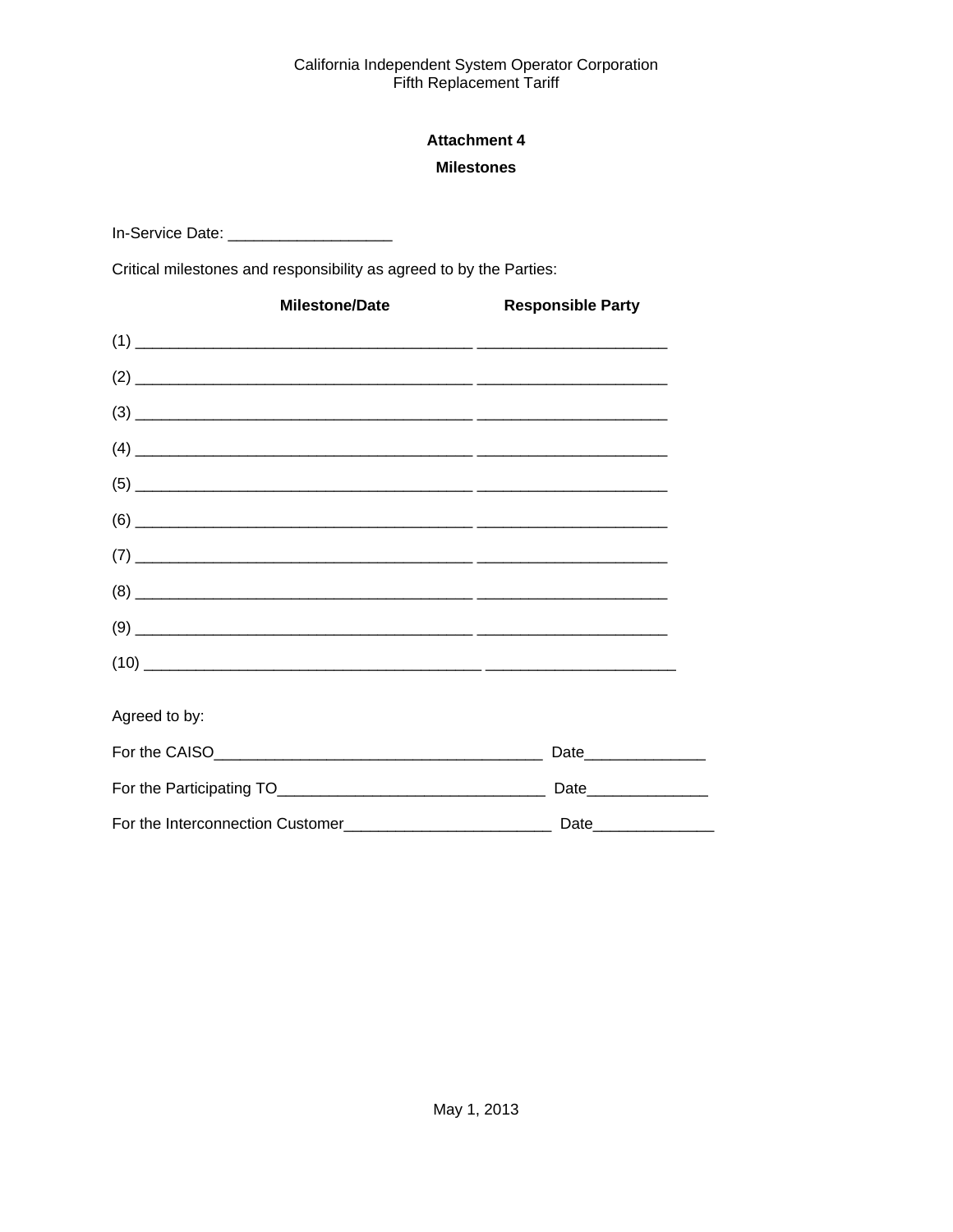## Attachment 4

### Milestones

In-Service Date: ___________________

Critical milestones and responsibility as agreed to by the Parties:

| | Milestone/Date | Responsible Party |
|---|---|---|
| (1) | _______________________________________ | ______________________ |
| (2) | _______________________________________ | ______________________ |
| (3) | _______________________________________ | ______________________ |
| (4) | _______________________________________ | ______________________ |
| (5) | _______________________________________ | ______________________ |
| (6) | _______________________________________ | ______________________ |
| (7) | _______________________________________ | ______________________ |
| (8) | _______________________________________ | ______________________ |
| (9) | _______________________________________ | ______________________ |
| (10) | _______________________________________ | ______________________ |

Agreed to by:

For the CAISO______________________________________ Date______________

For the Participating TO_______________________________ Date______________

For the Interconnection Customer________________________ Date______________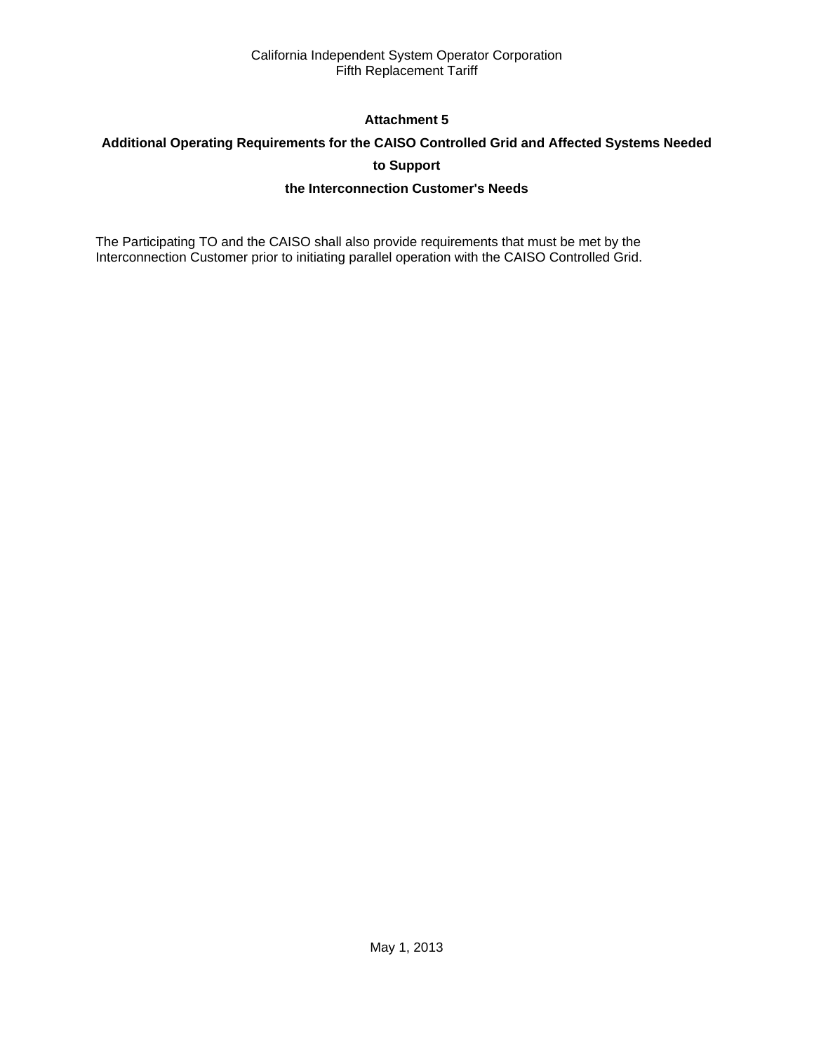# Attachment 5

## Additional Operating Requirements for the CAISO Controlled Grid and Affected Systems Needed to Support the Interconnection Customer's Needs

The Participating TO and the CAISO shall also provide requirements that must be met by the Interconnection Customer prior to initiating parallel operation with the CAISO Controlled Grid.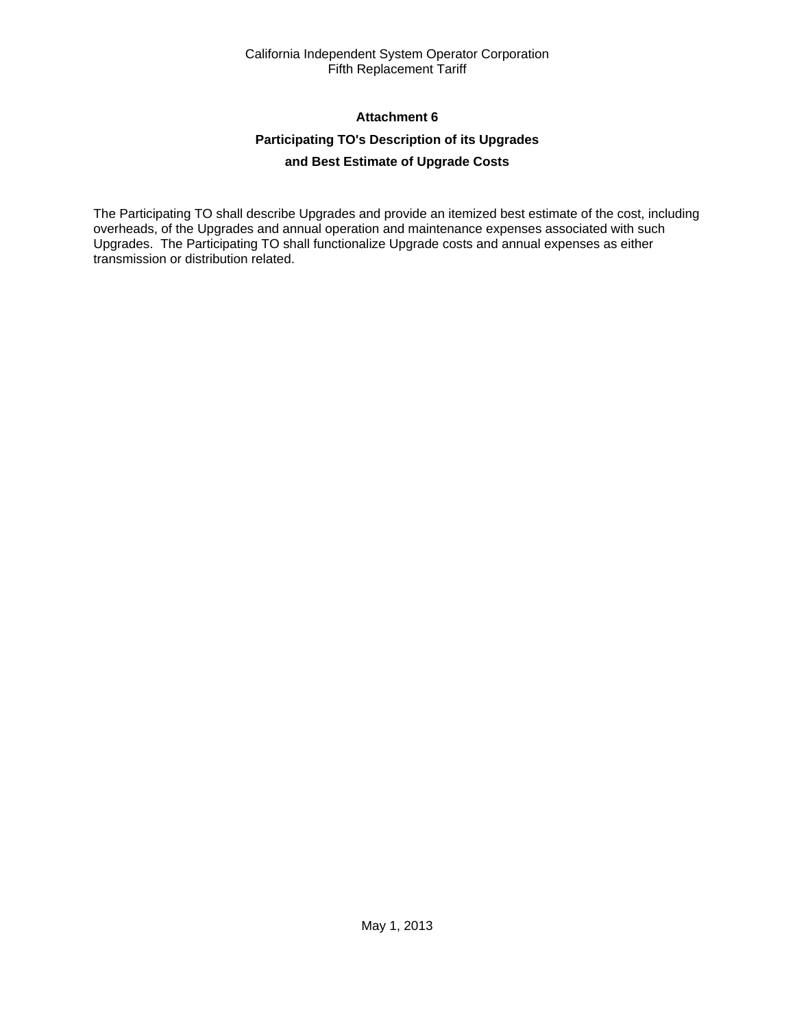## Attachment 6

## Participating TO's Description of its Upgrades and Best Estimate of Upgrade Costs

The Participating TO shall describe Upgrades and provide an itemized best estimate of the cost, including overheads, of the Upgrades and annual operation and maintenance expenses associated with such Upgrades. The Participating TO shall functionalize Upgrade costs and annual expenses as either transmission or distribution related.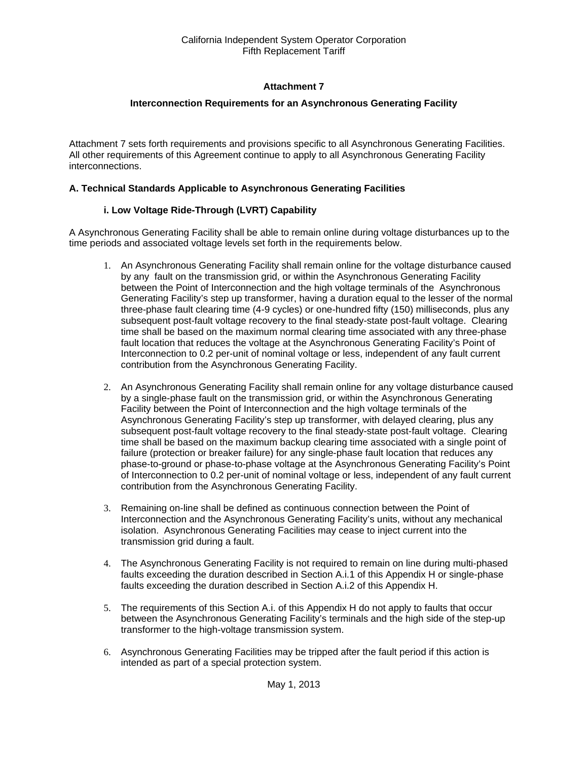# Attachment 7

## Interconnection Requirements for an Asynchronous Generating Facility

Attachment 7 sets forth requirements and provisions specific to all Asynchronous Generating Facilities. All other requirements of this Agreement continue to apply to all Asynchronous Generating Facility interconnections.

### A. Technical Standards Applicable to Asynchronous Generating Facilities

#### i. Low Voltage Ride-Through (LVRT) Capability

A Asynchronous Generating Facility shall be able to remain online during voltage disturbances up to the time periods and associated voltage levels set forth in the requirements below.

1. An Asynchronous Generating Facility shall remain online for the voltage disturbance caused by any fault on the transmission grid, or within the Asynchronous Generating Facility between the Point of Interconnection and the high voltage terminals of the Asynchronous Generating Facility's step up transformer, having a duration equal to the lesser of the normal three-phase fault clearing time (4-9 cycles) or one-hundred fifty (150) milliseconds, plus any subsequent post-fault voltage recovery to the final steady-state post-fault voltage. Clearing time shall be based on the maximum normal clearing time associated with any three-phase fault location that reduces the voltage at the Asynchronous Generating Facility's Point of Interconnection to 0.2 per-unit of nominal voltage or less, independent of any fault current contribution from the Asynchronous Generating Facility.

2. An Asynchronous Generating Facility shall remain online for any voltage disturbance caused by a single-phase fault on the transmission grid, or within the Asynchronous Generating Facility between the Point of Interconnection and the high voltage terminals of the Asynchronous Generating Facility's step up transformer, with delayed clearing, plus any subsequent post-fault voltage recovery to the final steady-state post-fault voltage. Clearing time shall be based on the maximum backup clearing time associated with a single point of failure (protection or breaker failure) for any single-phase fault location that reduces any phase-to-ground or phase-to-phase voltage at the Asynchronous Generating Facility's Point of Interconnection to 0.2 per-unit of nominal voltage or less, independent of any fault current contribution from the Asynchronous Generating Facility.

3. Remaining on-line shall be defined as continuous connection between the Point of Interconnection and the Asynchronous Generating Facility's units, without any mechanical isolation. Asynchronous Generating Facilities may cease to inject current into the transmission grid during a fault.

4. The Asynchronous Generating Facility is not required to remain on line during multi-phased faults exceeding the duration described in Section A.i.1 of this Appendix H or single-phase faults exceeding the duration described in Section A.i.2 of this Appendix H.

5. The requirements of this Section A.i. of this Appendix H do not apply to faults that occur between the Asynchronous Generating Facility's terminals and the high side of the step-up transformer to the high-voltage transmission system.

6. Asynchronous Generating Facilities may be tripped after the fault period if this action is intended as part of a special protection system.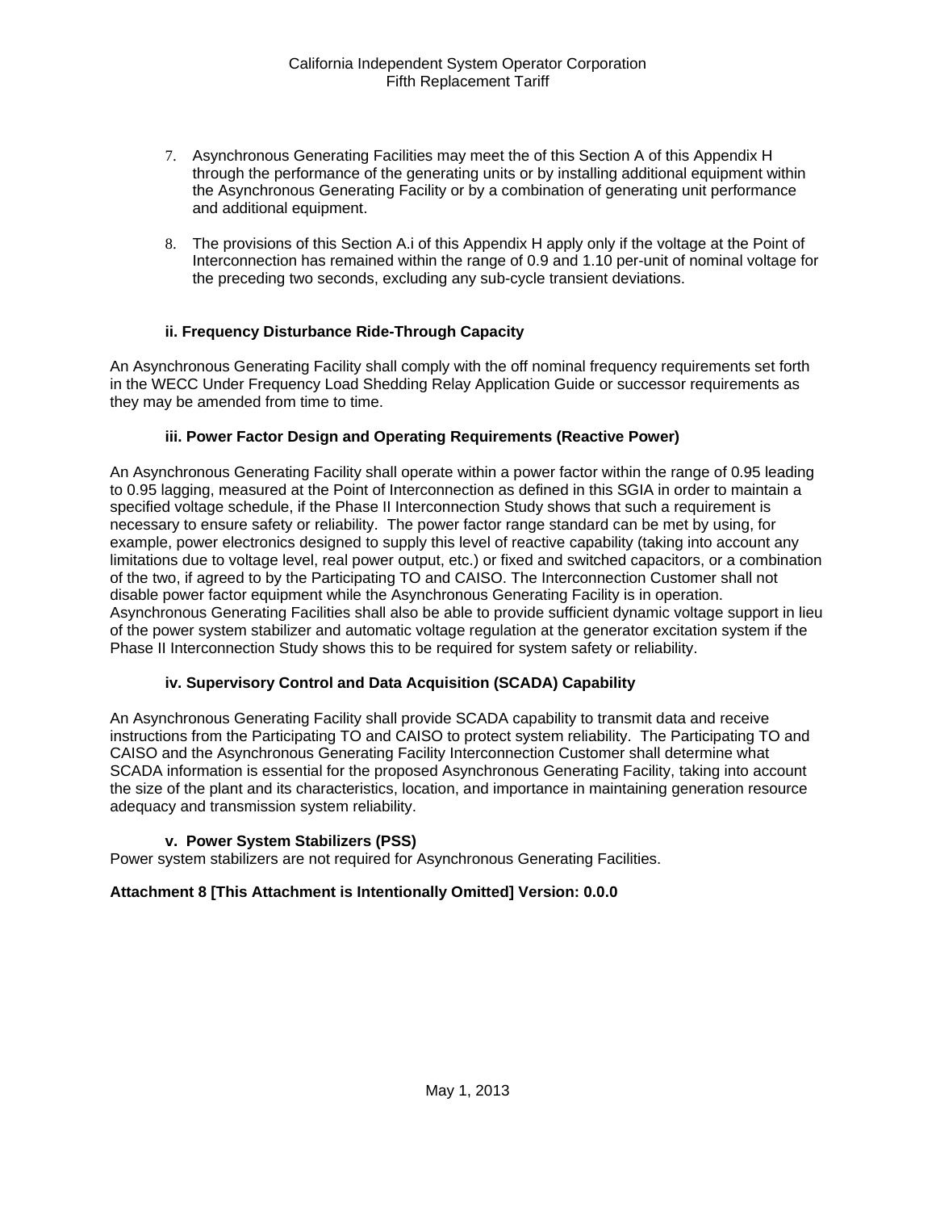7. Asynchronous Generating Facilities may meet the of this Section A of this Appendix H through the performance of the generating units or by installing additional equipment within the Asynchronous Generating Facility or by a combination of generating unit performance and additional equipment.

8. The provisions of this Section A.i of this Appendix H apply only if the voltage at the Point of Interconnection has remained within the range of 0.9 and 1.10 per-unit of nominal voltage for the preceding two seconds, excluding any sub-cycle transient deviations.

### ii. Frequency Disturbance Ride-Through Capacity

An Asynchronous Generating Facility shall comply with the off nominal frequency requirements set forth in the WECC Under Frequency Load Shedding Relay Application Guide or successor requirements as they may be amended from time to time.

### iii. Power Factor Design and Operating Requirements (Reactive Power)

An Asynchronous Generating Facility shall operate within a power factor within the range of 0.95 leading to 0.95 lagging, measured at the Point of Interconnection as defined in this SGIA in order to maintain a specified voltage schedule, if the Phase II Interconnection Study shows that such a requirement is necessary to ensure safety or reliability. The power factor range standard can be met by using, for example, power electronics designed to supply this level of reactive capability (taking into account any limitations due to voltage level, real power output, etc.) or fixed and switched capacitors, or a combination of the two, if agreed to by the Participating TO and CAISO. The Interconnection Customer shall not disable power factor equipment while the Asynchronous Generating Facility is in operation. Asynchronous Generating Facilities shall also be able to provide sufficient dynamic voltage support in lieu of the power system stabilizer and automatic voltage regulation at the generator excitation system if the Phase II Interconnection Study shows this to be required for system safety or reliability.

### iv. Supervisory Control and Data Acquisition (SCADA) Capability

An Asynchronous Generating Facility shall provide SCADA capability to transmit data and receive instructions from the Participating TO and CAISO to protect system reliability. The Participating TO and CAISO and the Asynchronous Generating Facility Interconnection Customer shall determine what SCADA information is essential for the proposed Asynchronous Generating Facility, taking into account the size of the plant and its characteristics, location, and importance in maintaining generation resource adequacy and transmission system reliability.

### v. Power System Stabilizers (PSS)

Power system stabilizers are not required for Asynchronous Generating Facilities.

**Attachment 8 [This Attachment is Intentionally Omitted] Version: 0.0.0**